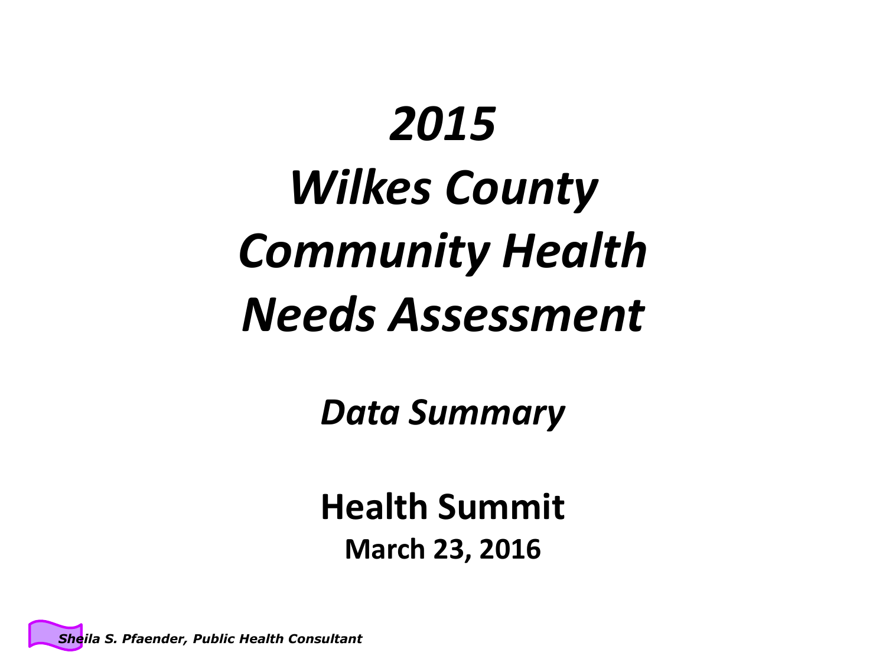# *2015 Wilkes County Community Health Needs Assessment*

## *Data Summary*

## Health Summit

**March 23, 2016**

***Sheila S. Pfaender, Public Health Consultant***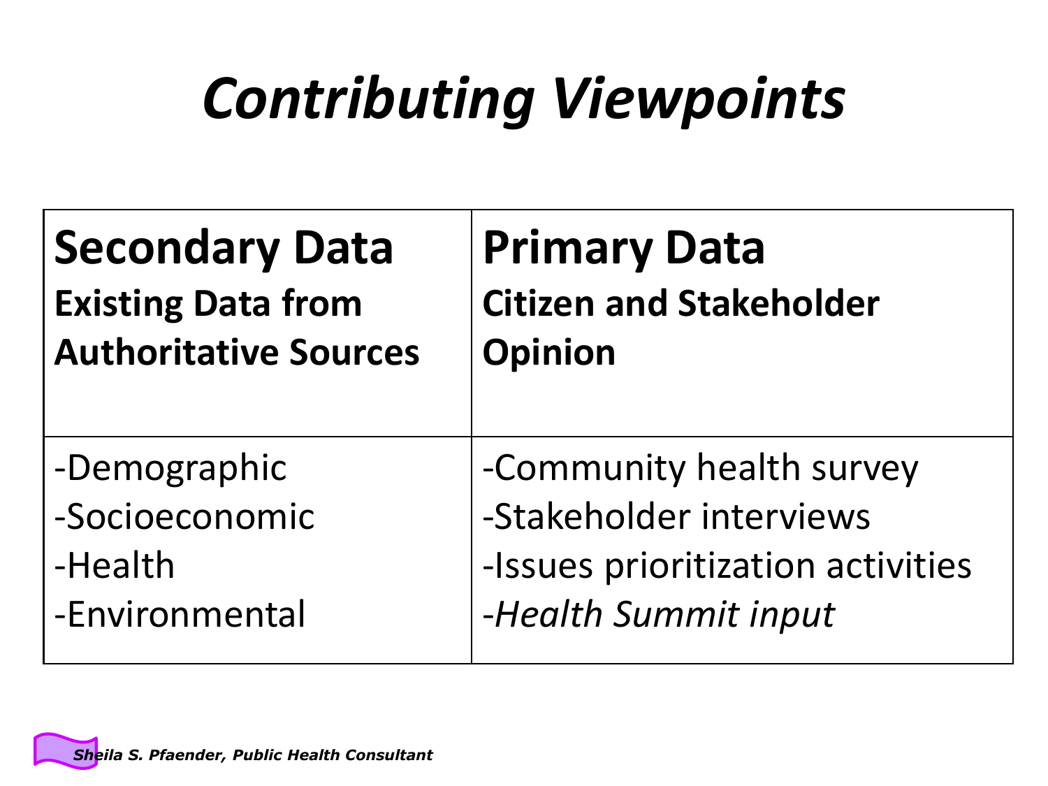# *Contributing Viewpoints*

| **Secondary Data**<br>**Existing Data from Authoritative Sources** | **Primary Data**<br>**Citizen and Stakeholder Opinion** |
|---|---|
| -Demographic<br>-Socioeconomic<br>-Health<br>-Environmental | -Community health survey<br>-Stakeholder interviews<br>-Issues prioritization activities<br>*-Health Summit input* |

***Sheila S. Pfaender, Public Health Consultant***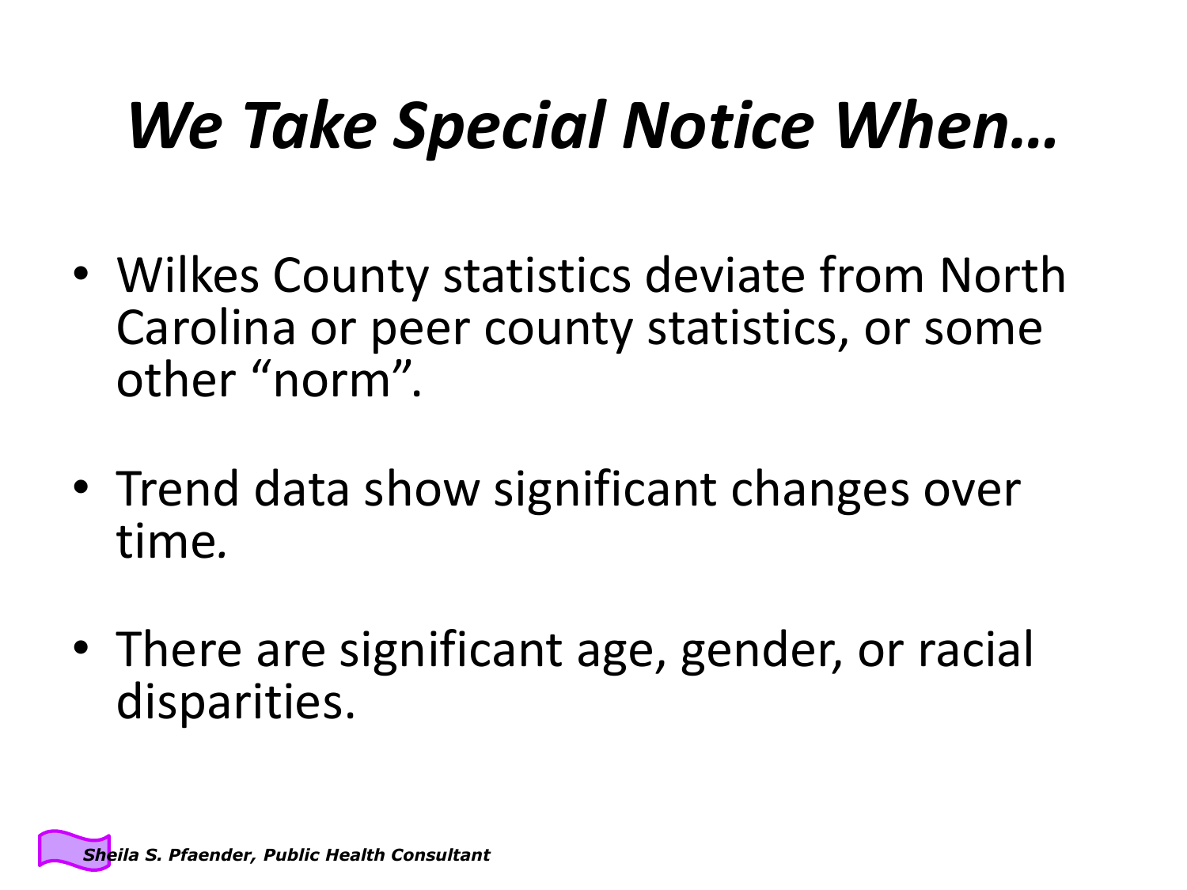# *We Take Special Notice When…*

- Wilkes County statistics deviate from North Carolina or peer county statistics, or some other “norm”.
- Trend data show significant changes over time.
- There are significant age, gender, or racial disparities.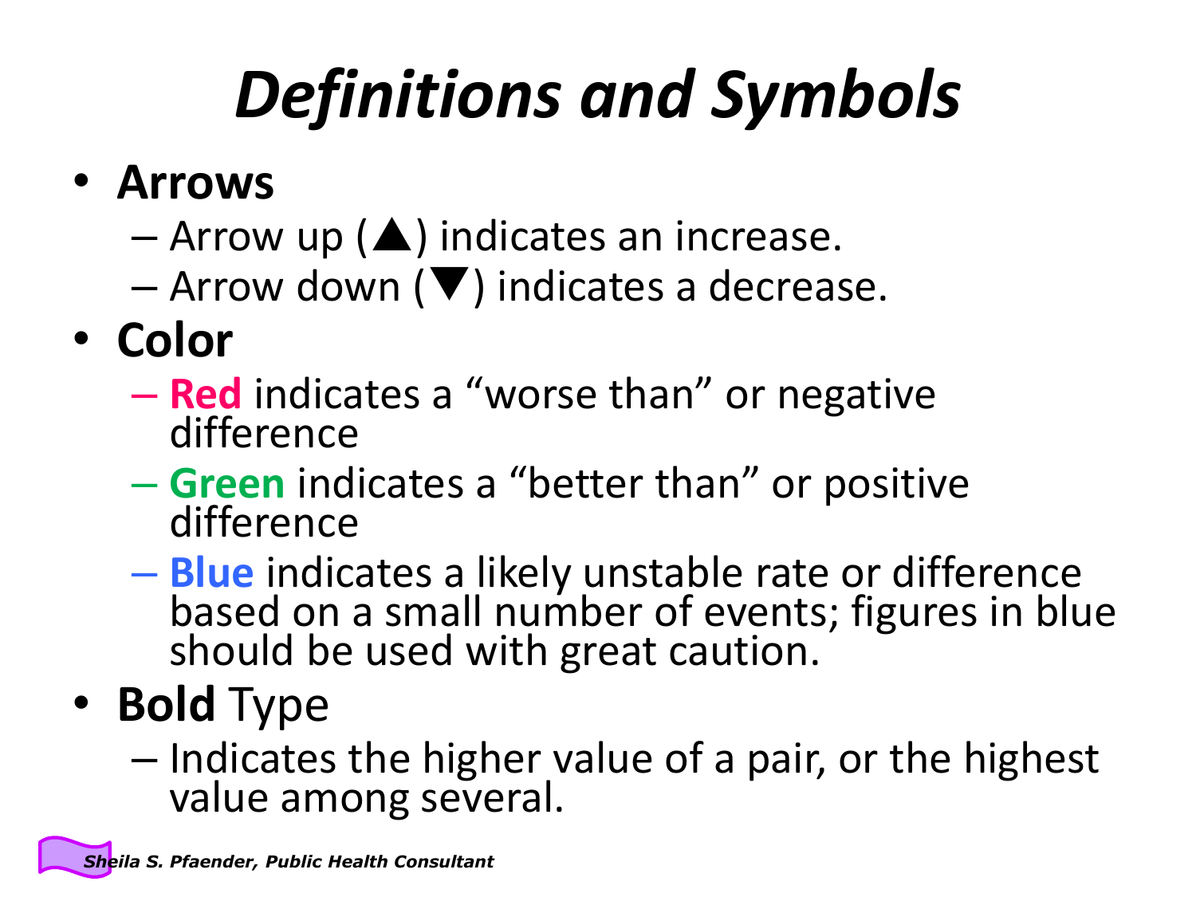# *Definitions and Symbols*

- **Arrows**
  - Arrow up (▲) indicates an increase.
  - Arrow down (▼) indicates a decrease.
- **Color**
  - **Red** indicates a "worse than" or negative difference
  - **Green** indicates a "better than" or positive difference
  - **Blue** indicates a likely unstable rate or difference based on a small number of events; figures in blue should be used with great caution.
- **Bold** Type
  - Indicates the higher value of a pair, or the highest value among several.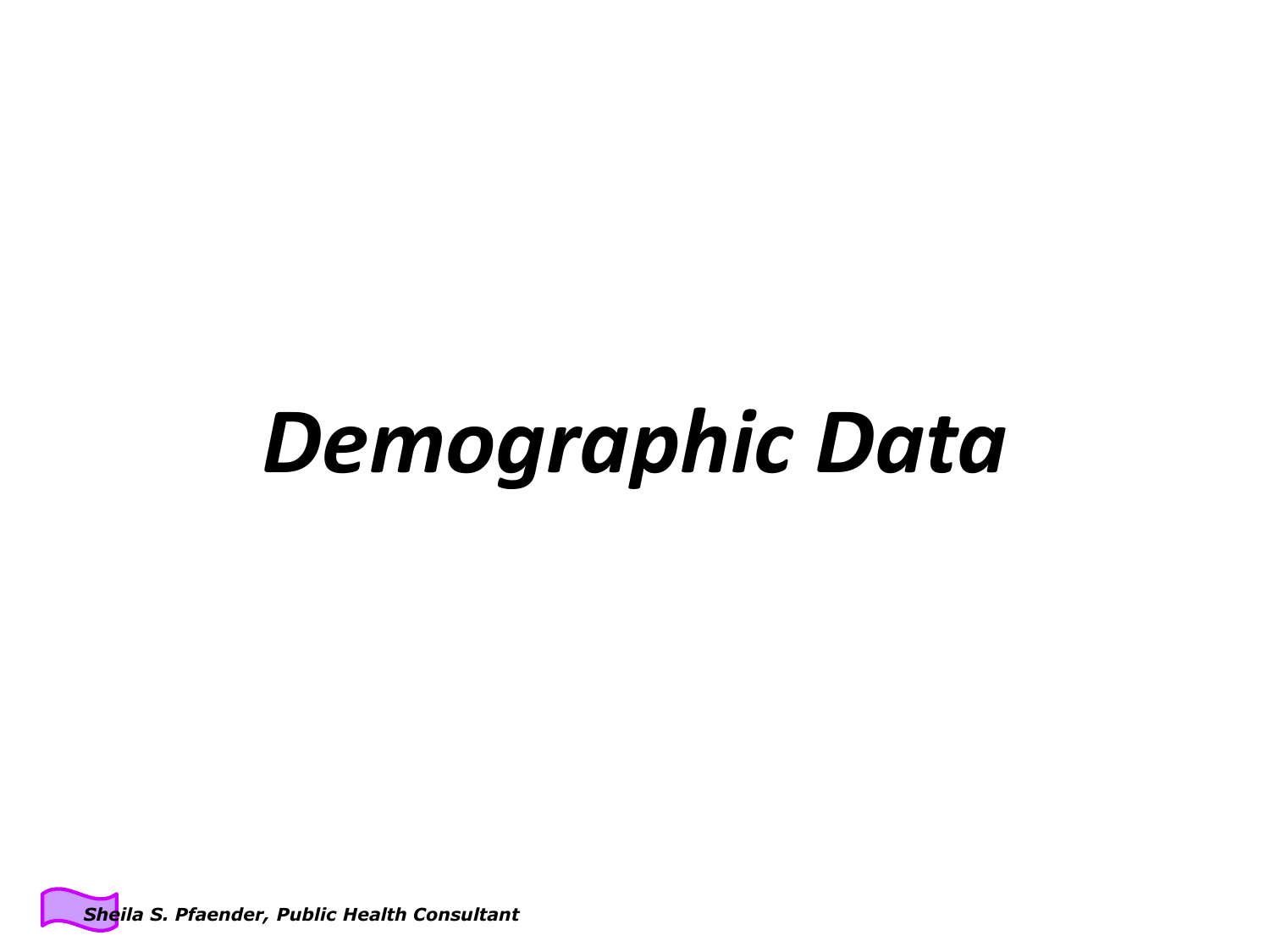# *Demographic Data*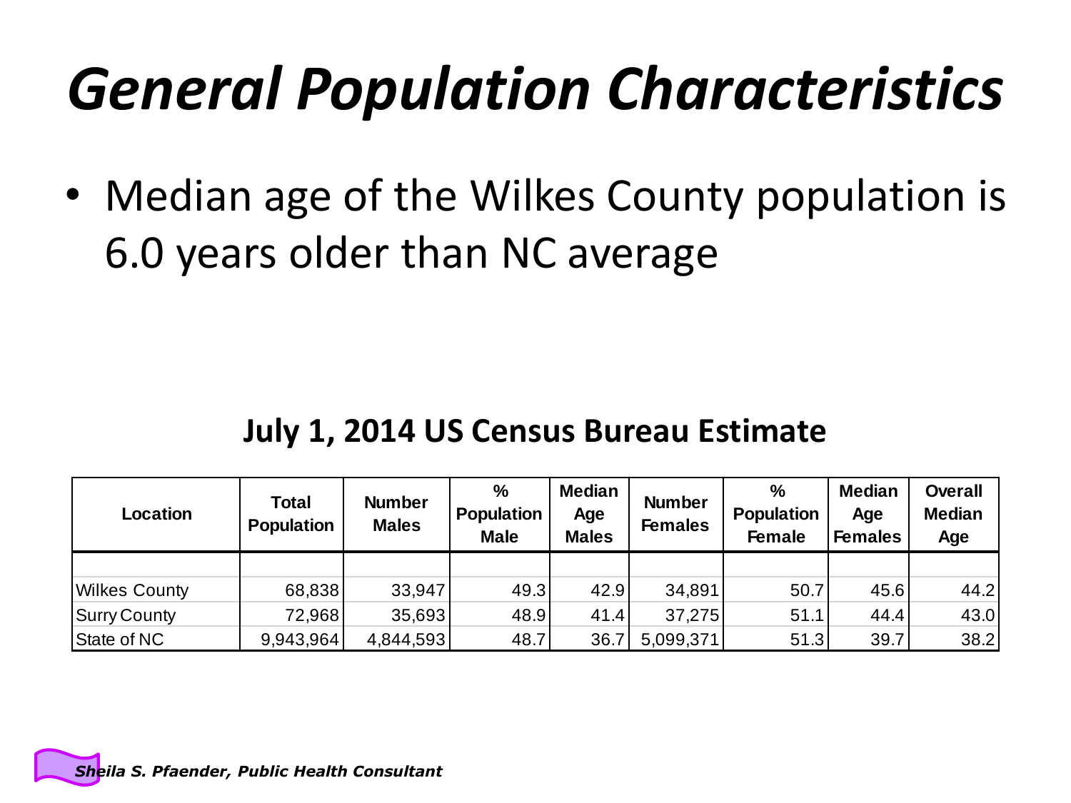# General Population Characteristics

- Median age of the Wilkes County population is 6.0 years older than NC average

**July 1, 2014 US Census Bureau Estimate**

| Location | Total Population | Number Males | % Population Male | Median Age Males | Number Females | % Population Female | Median Age Females | Overall Median Age |
|---|---|---|---|---|---|---|---|---|
| Wilkes County | 68,838 | 33,947 | 49.3 | 42.9 | 34,891 | 50.7 | 45.6 | 44.2 |
| Surry County | 72,968 | 35,693 | 48.9 | 41.4 | 37,275 | 51.1 | 44.4 | 43.0 |
| State of NC | 9,943,964 | 4,844,593 | 48.7 | 36.7 | 5,099,371 | 51.3 | 39.7 | 38.2 |

*Sheila S. Pfaender, Public Health Consultant*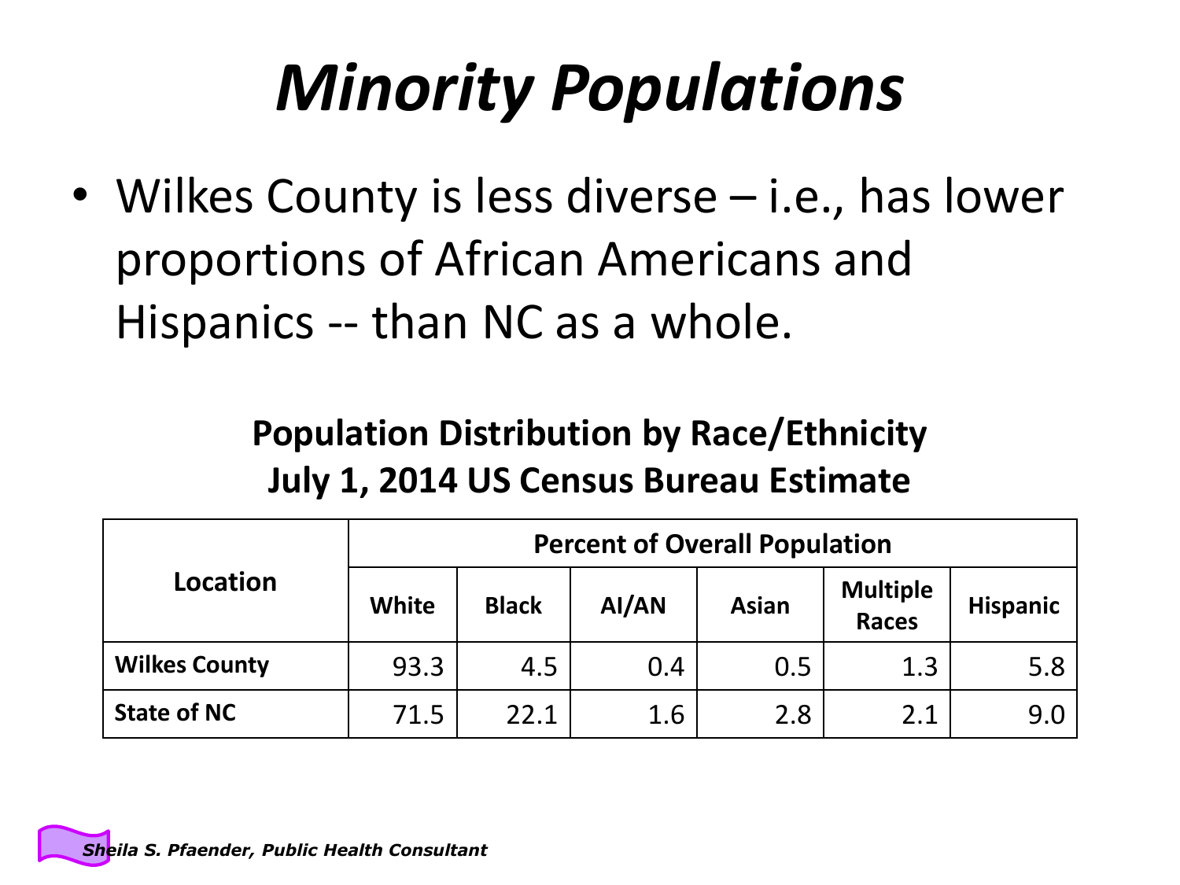# *Minority Populations*

- Wilkes County is less diverse – i.e., has lower proportions of African Americans and Hispanics -- than NC as a whole.

**Population Distribution by Race/Ethnicity**
**July 1, 2014 US Census Bureau Estimate**

| Location | Percent of Overall Population | | | | | |
|---|---|---|---|---|---|---|
| | White | Black | AI/AN | Asian | Multiple Races | Hispanic |
| **Wilkes County** | 93.3 | 4.5 | 0.4 | 0.5 | 1.3 | 5.8 |
| **State of NC** | 71.5 | 22.1 | 1.6 | 2.8 | 2.1 | 9.0 |

***Sheila S. Pfaender, Public Health Consultant***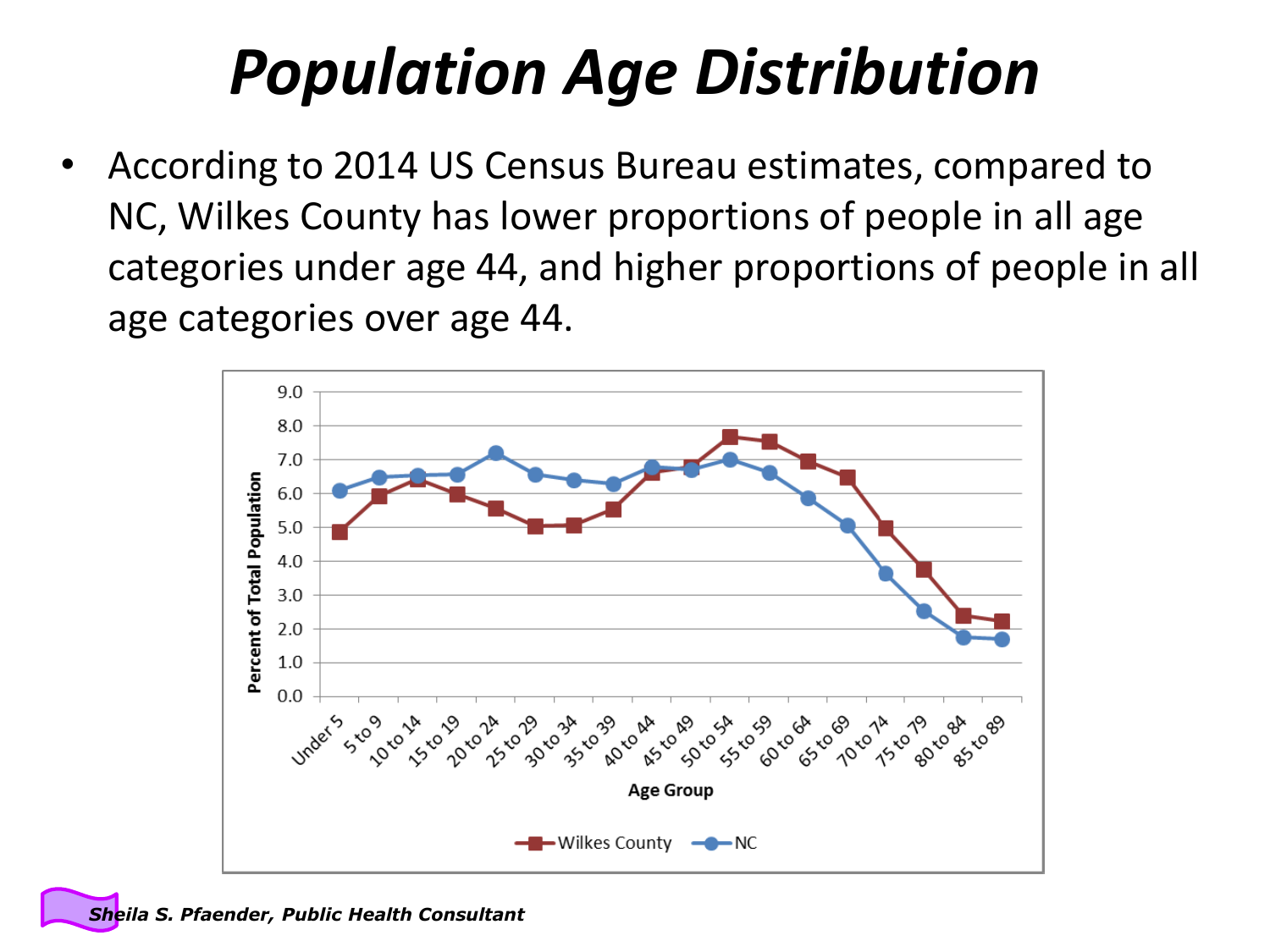# Population Age Distribution

- According to 2014 US Census Bureau estimates, compared to NC, Wilkes County has lower proportions of people in all age categories under age 44, and higher proportions of people in all age categories over age 44.

*Sheila S. Pfaender, Public Health Consultant*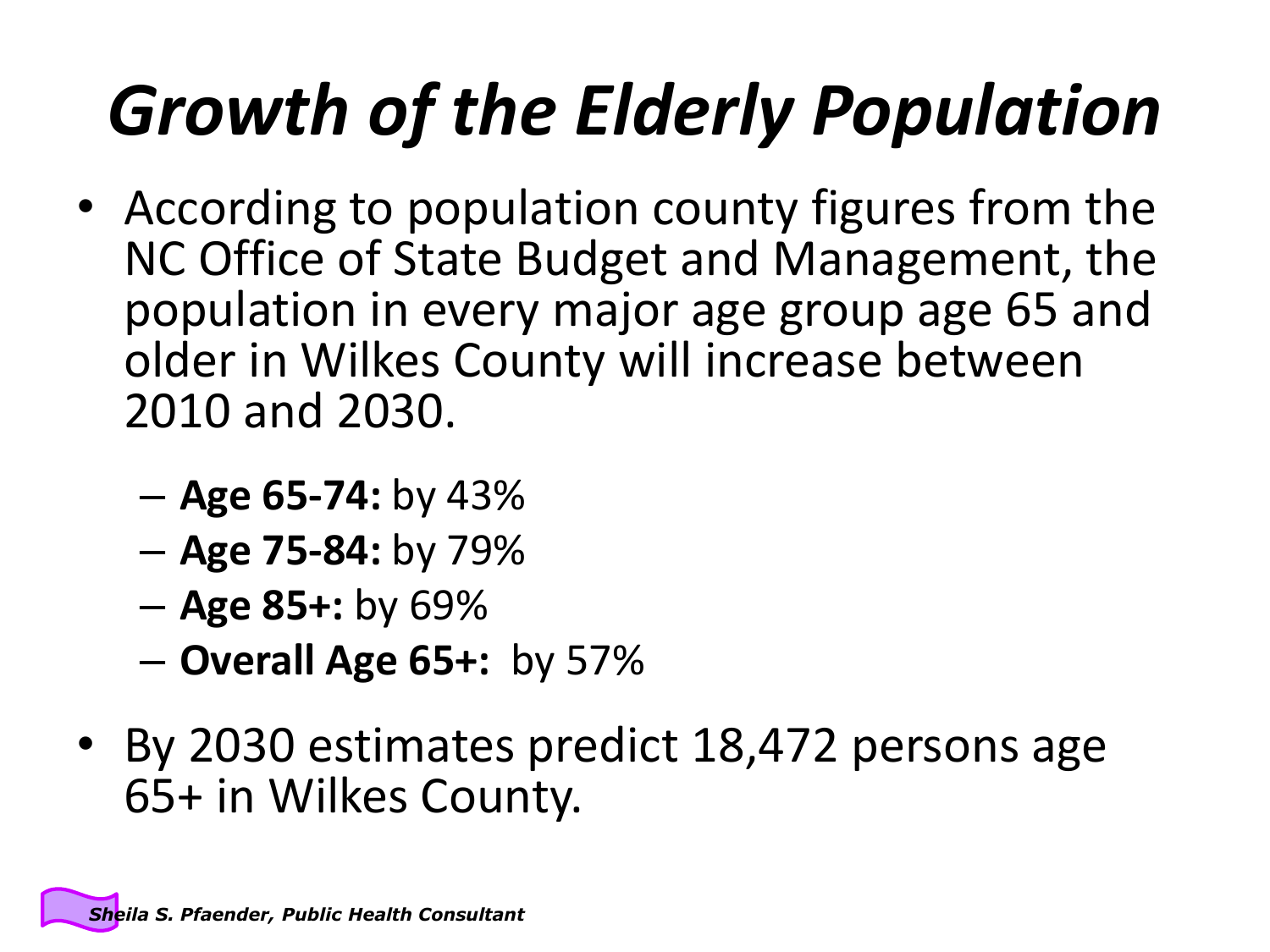# *Growth of the Elderly Population*

- According to population county figures from the NC Office of State Budget and Management, the population in every major age group age 65 and older in Wilkes County will increase between 2010 and 2030.
  - **Age 65-74:** by 43%
  - **Age 75-84:** by 79%
  - **Age 85+:** by 69%
  - **Overall Age 65+:** by 57%
- By 2030 estimates predict 18,472 persons age 65+ in Wilkes County.

***Sheila S. Pfaender, Public Health Consultant***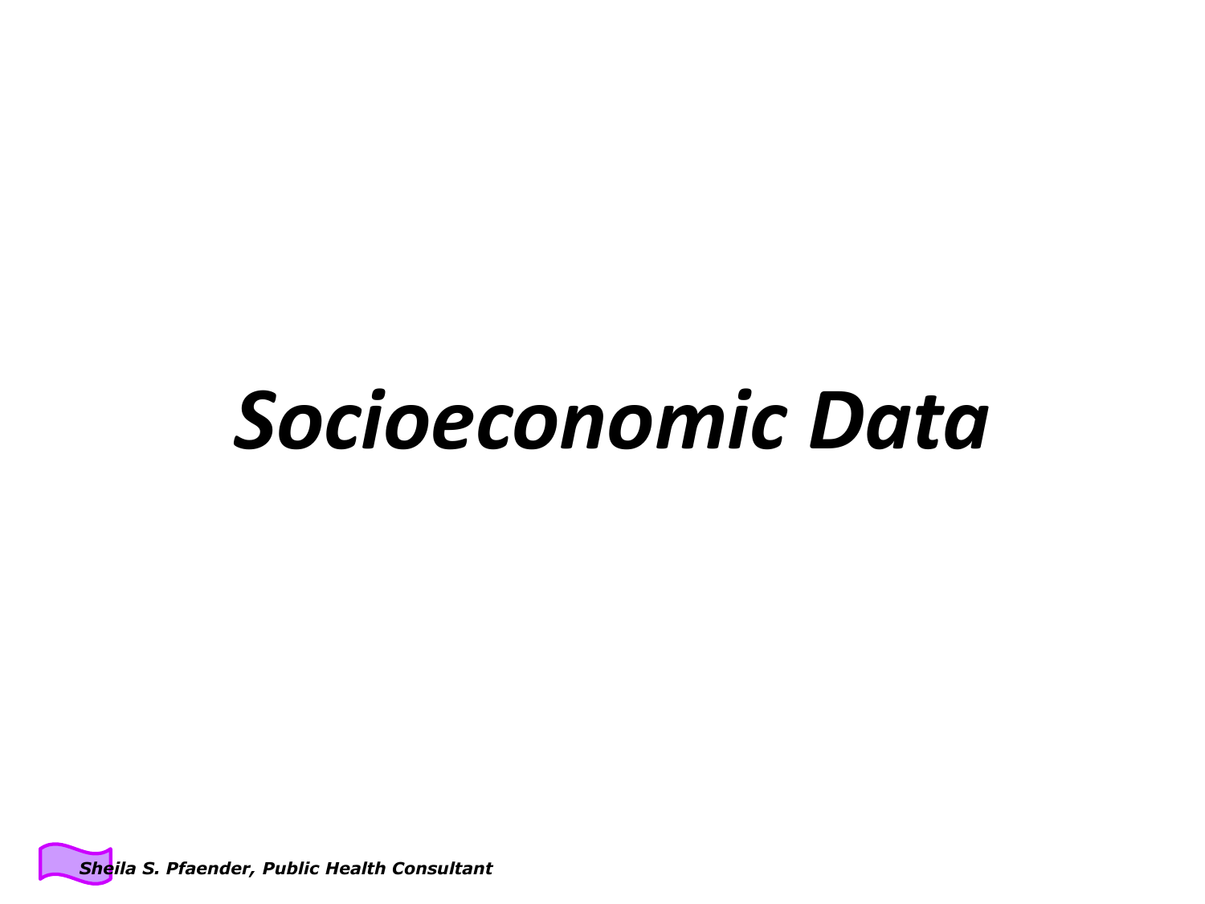# *Socioeconomic Data*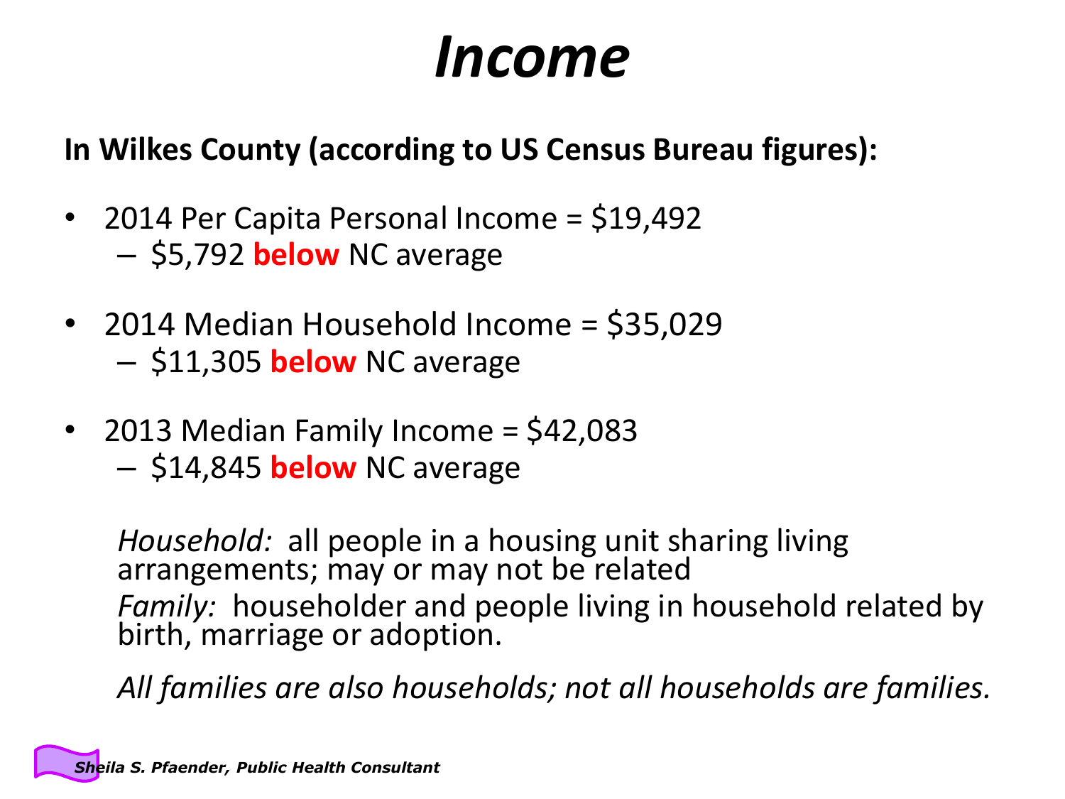# *Income*

**In Wilkes County (according to US Census Bureau figures):**

- 2014 Per Capita Personal Income = $19,492
  - $5,792 **below** NC average
- 2014 Median Household Income = $35,029
  - $11,305 **below** NC average
- 2013 Median Family Income = $42,083
  - $14,845 **below** NC average

*Household:* all people in a housing unit sharing living arrangements; may or may not be related

*Family:* householder and people living in household related by birth, marriage or adoption.

*All families are also households; not all households are families.*

***Sheila S. Pfaender, Public Health Consultant***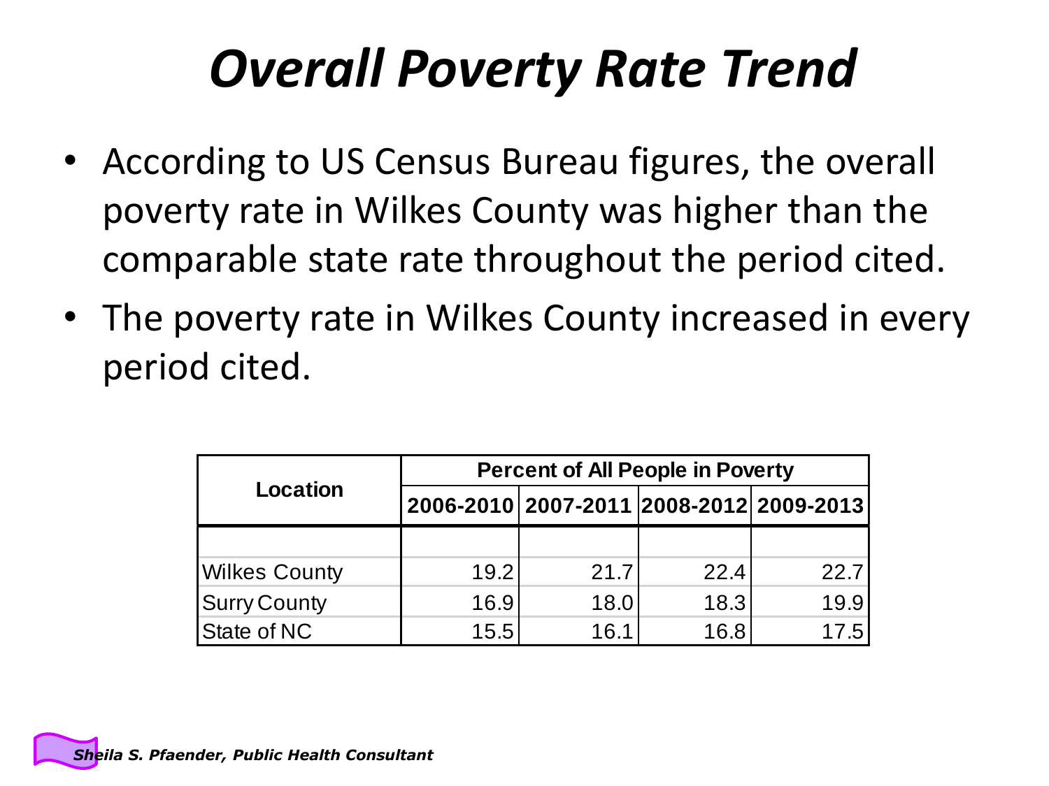# *Overall Poverty Rate Trend*

- According to US Census Bureau figures, the overall poverty rate in Wilkes County was higher than the comparable state rate throughout the period cited.
- The poverty rate in Wilkes County increased in every period cited.

| Location | Percent of All People in Poverty | | | |
|---|---|---|---|---|
| | 2006-2010 | 2007-2011 | 2008-2012 | 2009-2013 |
| Wilkes County | 19.2 | 21.7 | 22.4 | 22.7 |
| Surry County | 16.9 | 18.0 | 18.3 | 19.9 |
| State of NC | 15.5 | 16.1 | 16.8 | 17.5 |

***Sheila S. Pfaender, Public Health Consultant***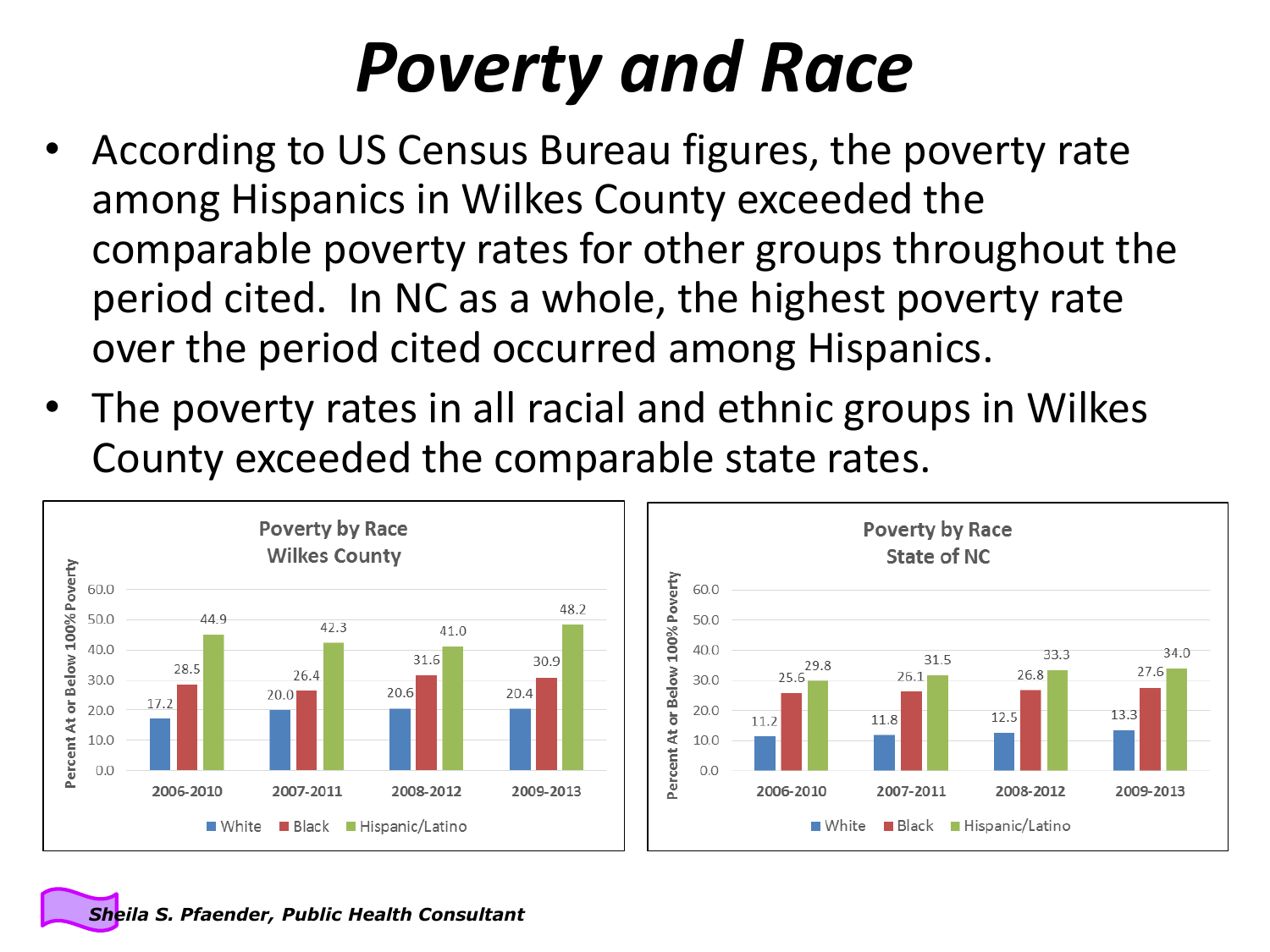# Poverty and Race

- According to US Census Bureau figures, the poverty rate among Hispanics in Wilkes County exceeded the comparable poverty rates for other groups throughout the period cited. In NC as a whole, the highest poverty rate over the period cited occurred among Hispanics.
- The poverty rates in all racial and ethnic groups in Wilkes County exceeded the comparable state rates.

**Poverty by Race — Wilkes County** (Percent At or Below 100% Poverty)

| | 2006-2010 | 2007-2011 | 2008-2012 | 2009-2013 |
|---|---|---|---|---|
| White | 17.2 | 20.0 | 20.6 | 20.4 |
| Black | 28.5 | 26.4 | 31.6 | 30.9 |
| Hispanic/Latino | 44.9 | 42.3 | 41.0 | 48.2 |

**Poverty by Race — State of NC** (Percent At or Below 100% Poverty)

| | 2006-2010 | 2007-2011 | 2008-2012 | 2009-2013 |
|---|---|---|---|---|
| White | 11.2 | 11.8 | 12.5 | 13.3 |
| Black | 25.6 | 26.1 | 26.8 | 27.6 |
| Hispanic/Latino | 29.8 | 31.5 | 33.3 | 34.0 |

*Sheila S. Pfaender, Public Health Consultant*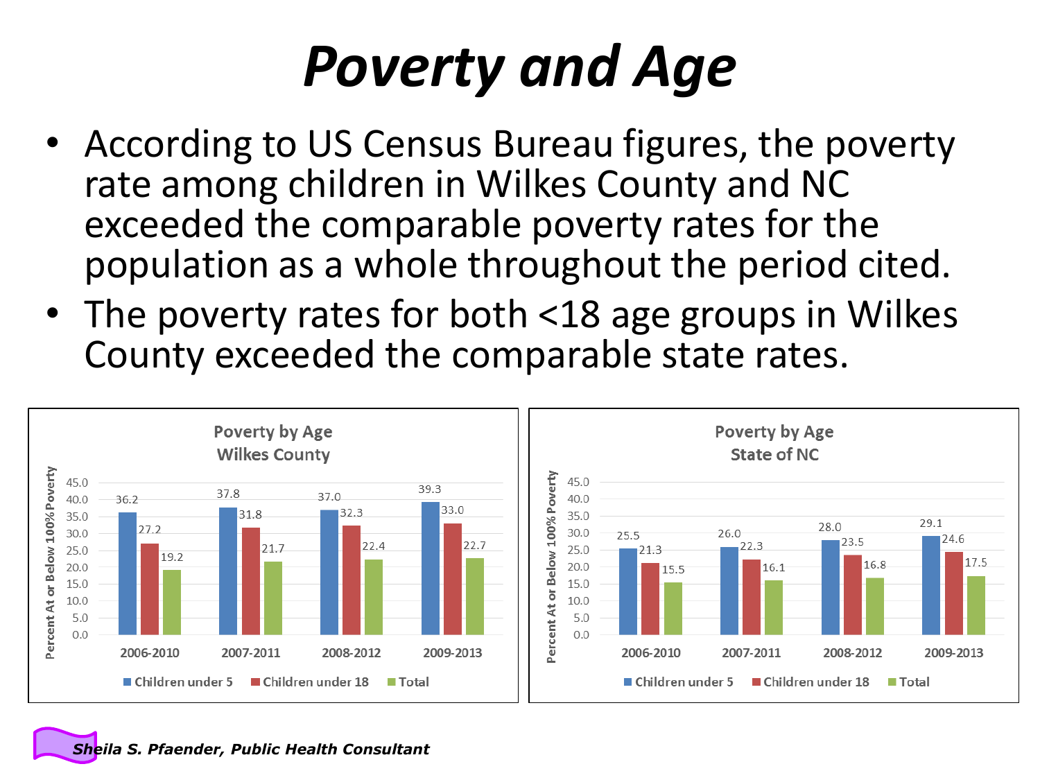# Poverty and Age

- According to US Census Bureau figures, the poverty rate among children in Wilkes County and NC exceeded the comparable poverty rates for the population as a whole throughout the period cited.
- The poverty rates for both <18 age groups in Wilkes County exceeded the comparable state rates.

**Poverty by Age – Wilkes County** (Percent At or Below 100% Poverty)

| Period | Children under 5 | Children under 18 | Total |
|---|---|---|---|
| 2006-2010 | 36.2 | 27.2 | 19.2 |
| 2007-2011 | 37.8 | 31.8 | 21.7 |
| 2008-2012 | 37.0 | 32.3 | 22.4 |
| 2009-2013 | 39.3 | 33.0 | 22.7 |

**Poverty by Age – State of NC** (Percent At or Below 100% Poverty)

| Period | Children under 5 | Children under 18 | Total |
|---|---|---|---|
| 2006-2010 | 25.5 | 21.3 | 15.5 |
| 2007-2011 | 26.0 | 22.3 | 16.1 |
| 2008-2012 | 28.0 | 23.5 | 16.8 |
| 2009-2013 | 29.1 | 24.6 | 17.5 |

*Sheila S. Pfaender, Public Health Consultant*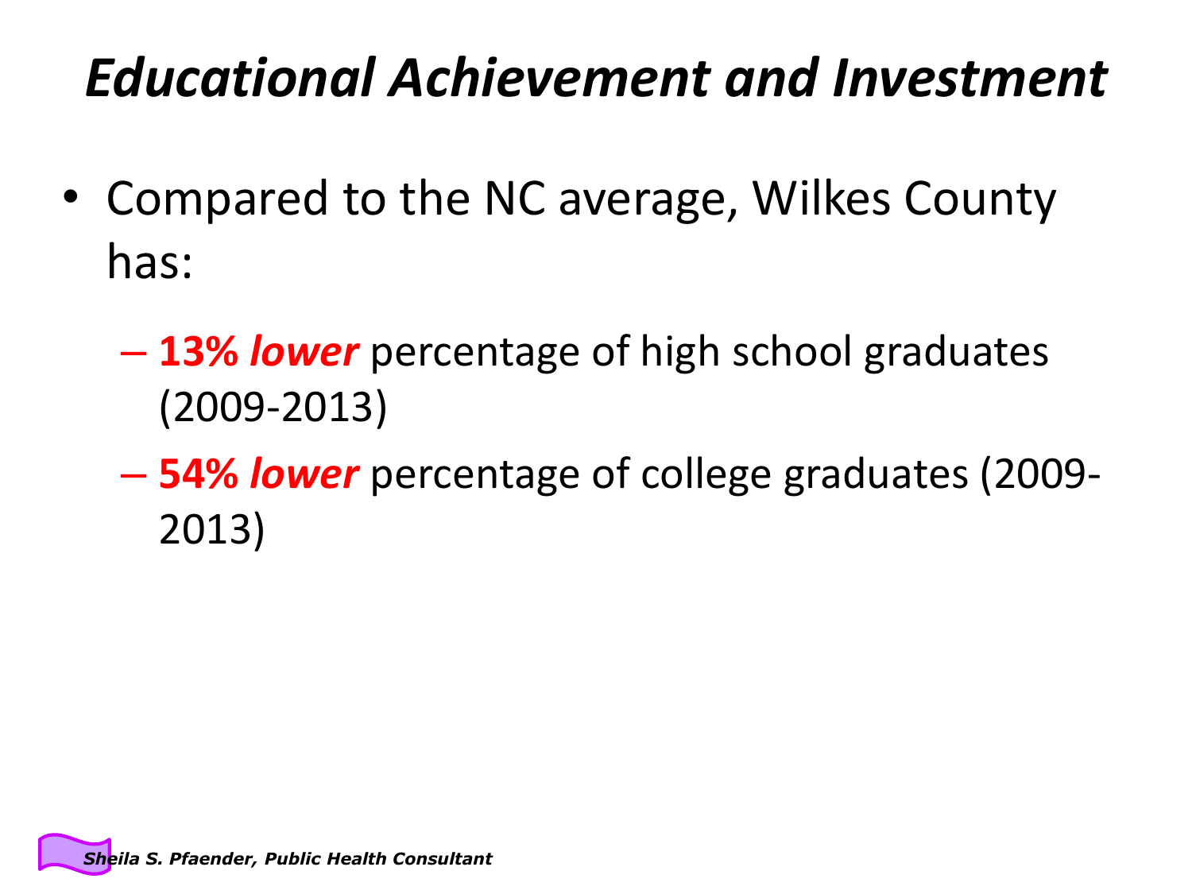# *Educational Achievement and Investment*

- Compared to the NC average, Wilkes County has:
  - **13% *lower*** percentage of high school graduates (2009-2013)
  - **54% *lower*** percentage of college graduates (2009-2013)

***Sheila S. Pfaender, Public Health Consultant***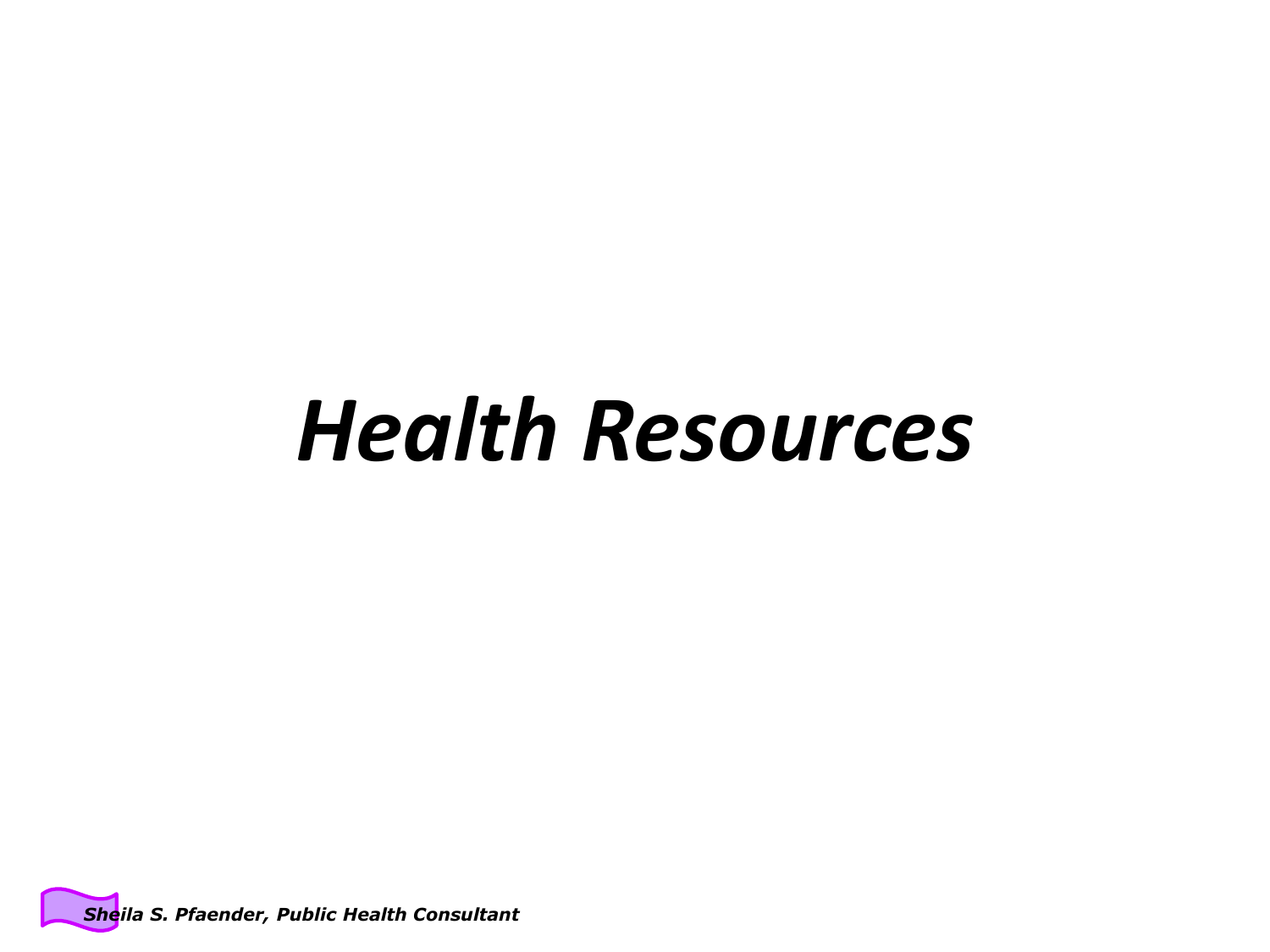# *Health Resources*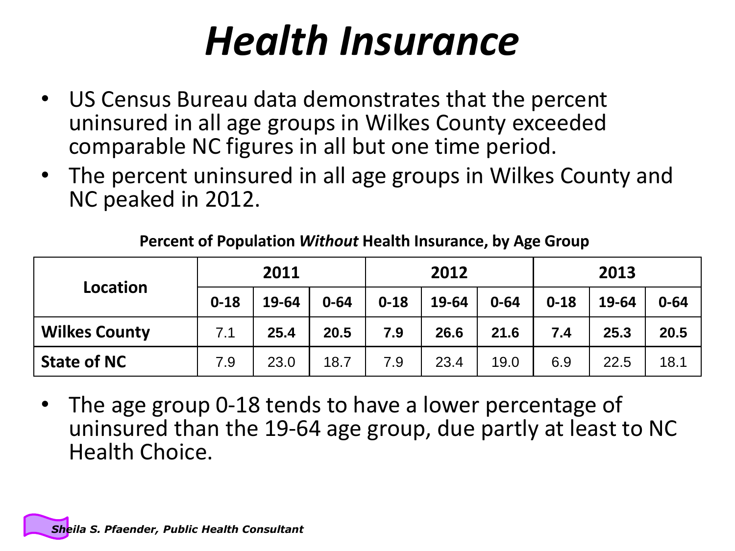# *Health Insurance*

- US Census Bureau data demonstrates that the percent uninsured in all age groups in Wilkes County exceeded comparable NC figures in all but one time period.
- The percent uninsured in all age groups in Wilkes County and NC peaked in 2012.

**Percent of Population *Without* Health Insurance, by Age Group**

| Location | 2011 | | | 2012 | | | 2013 | | |
|---|---|---|---|---|---|---|---|---|---|
| | 0-18 | 19-64 | 0-64 | 0-18 | 19-64 | 0-64 | 0-18 | 19-64 | 0-64 |
| **Wilkes County** | 7.1 | **25.4** | **20.5** | **7.9** | **26.6** | **21.6** | **7.4** | **25.3** | **20.5** |
| **State of NC** | 7.9 | 23.0 | 18.7 | 7.9 | 23.4 | 19.0 | 6.9 | 22.5 | 18.1 |

- The age group 0-18 tends to have a lower percentage of uninsured than the 19-64 age group, due partly at least to NC Health Choice.

*Sheila S. Pfaender, Public Health Consultant*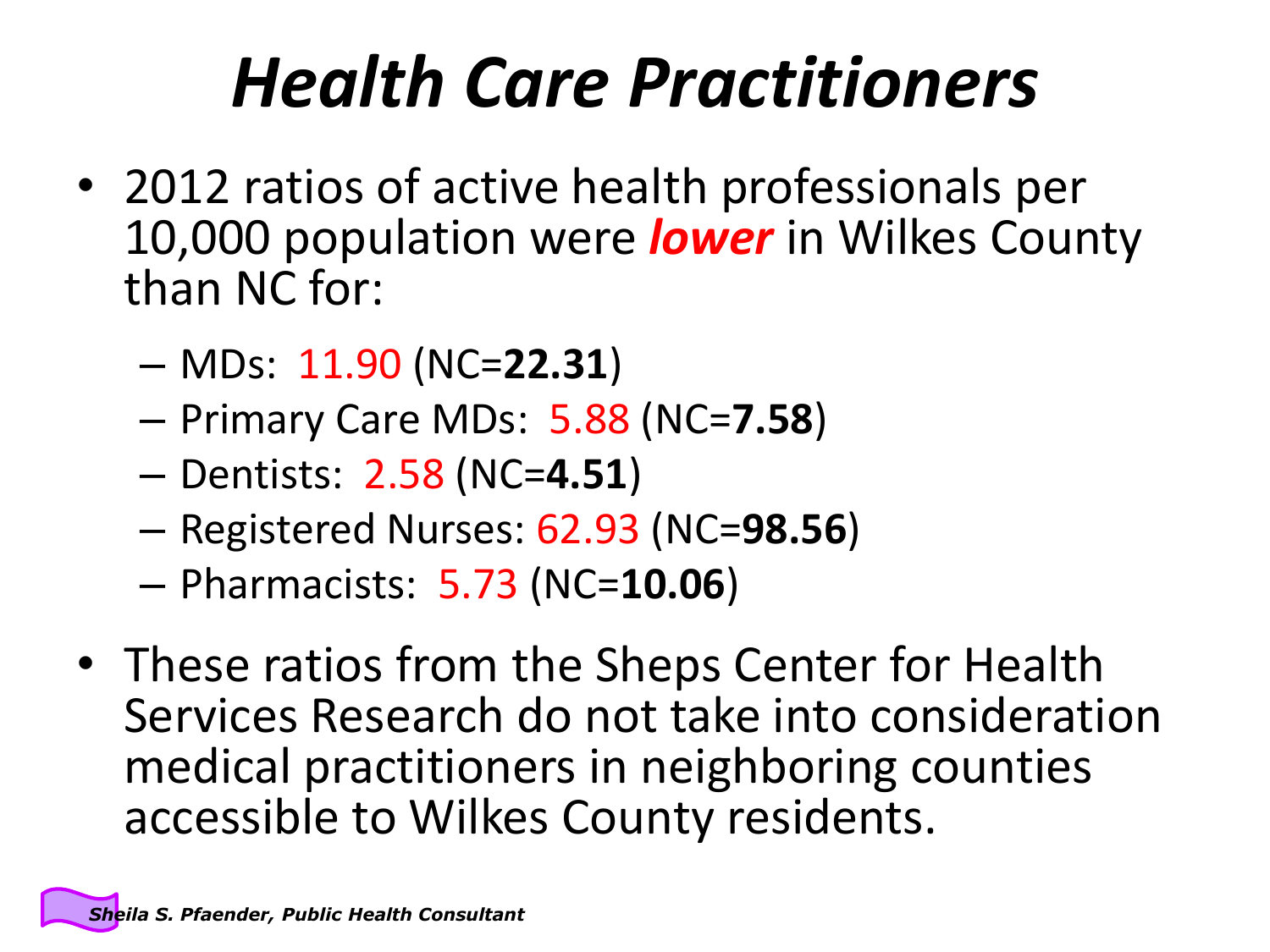# *Health Care Practitioners*

- 2012 ratios of active health professionals per 10,000 population were ***lower*** in Wilkes County than NC for:
  - MDs: 11.90 (NC=**22.31**)
  - Primary Care MDs: 5.88 (NC=**7.58**)
  - Dentists: 2.58 (NC=**4.51**)
  - Registered Nurses: 62.93 (NC=**98.56**)
  - Pharmacists: 5.73 (NC=**10.06**)
- These ratios from the Sheps Center for Health Services Research do not take into consideration medical practitioners in neighboring counties accessible to Wilkes County residents.

***Sheila S. Pfaender, Public Health Consultant***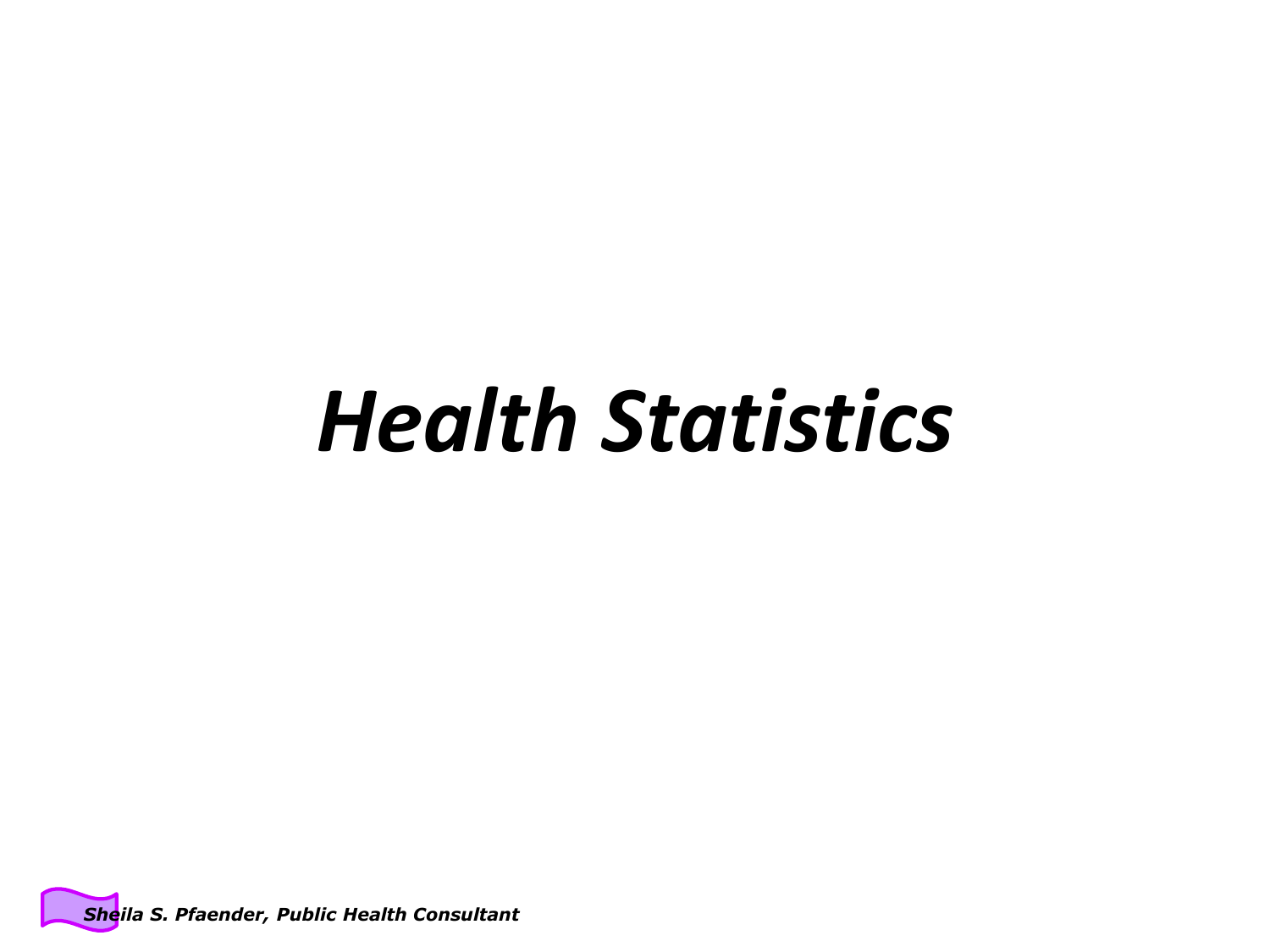# *Health Statistics*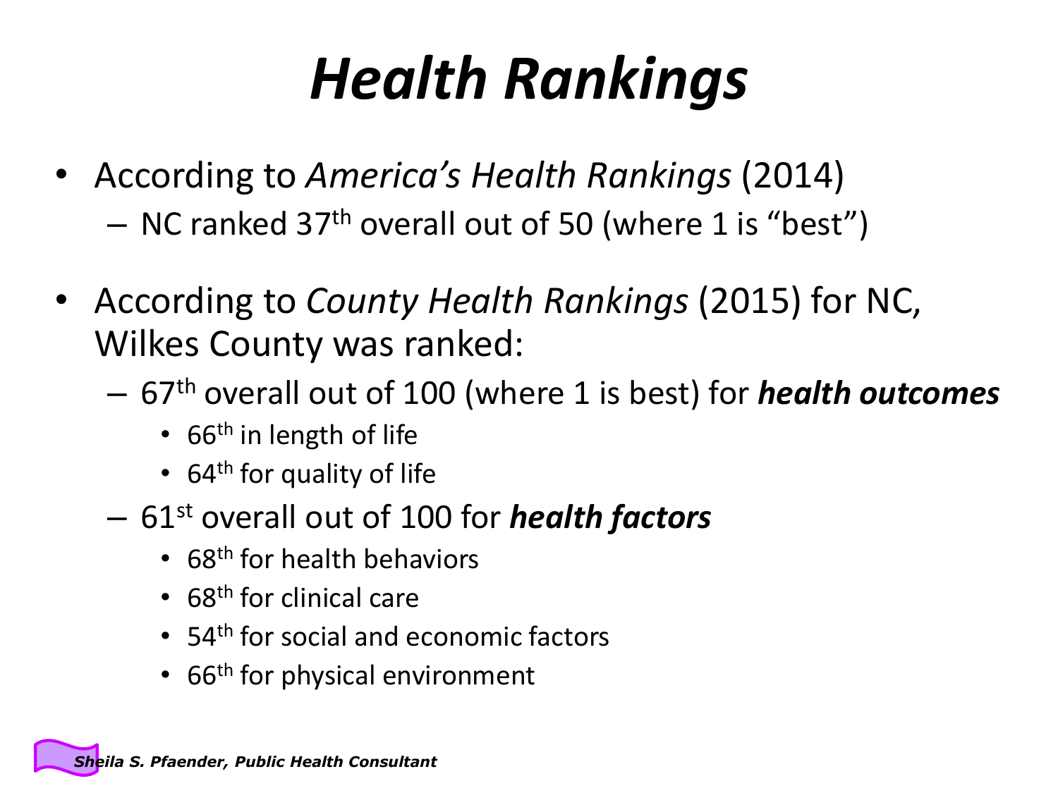# *Health Rankings*

- According to *America's Health Rankings* (2014)
  - NC ranked 37th overall out of 50 (where 1 is "best")
- According to *County Health Rankings* (2015) for NC, Wilkes County was ranked:
  - 67th overall out of 100 (where 1 is best) for ***health outcomes***
    - 66th in length of life
    - 64th for quality of life
  - 61st overall out of 100 for ***health factors***
    - 68th for health behaviors
    - 68th for clinical care
    - 54th for social and economic factors
    - 66th for physical environment

***Sheila S. Pfaender, Public Health Consultant***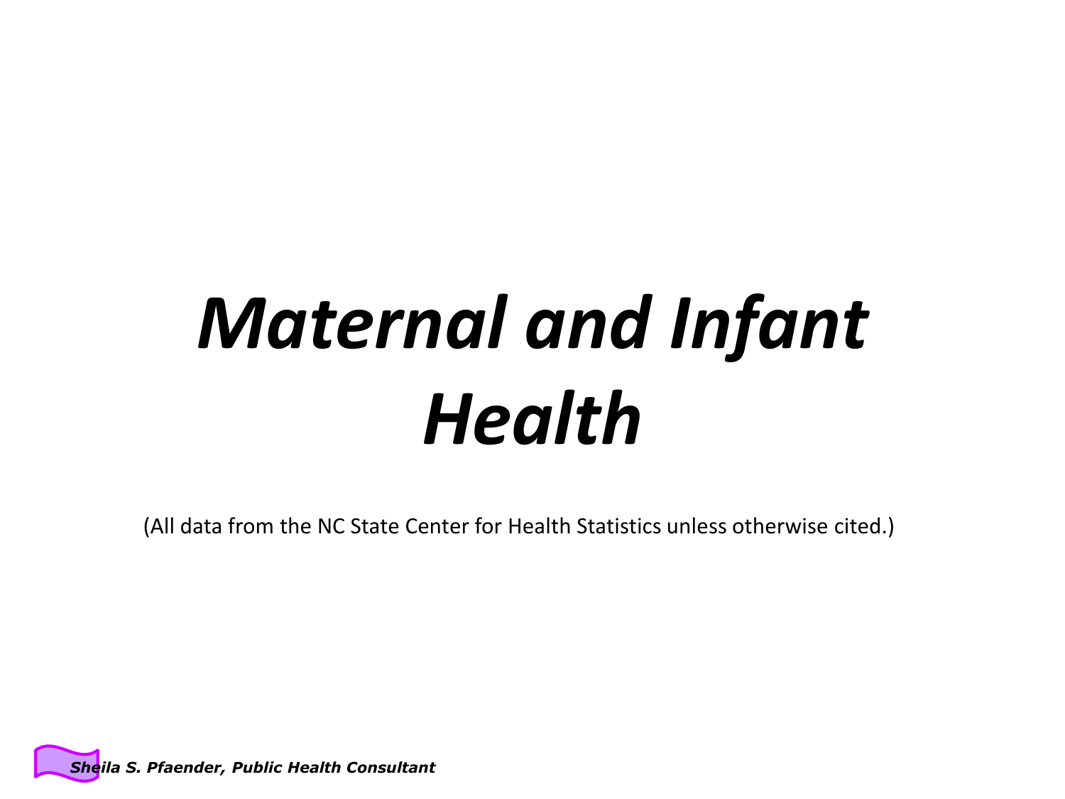# *Maternal and Infant Health*

(All data from the NC State Center for Health Statistics unless otherwise cited.)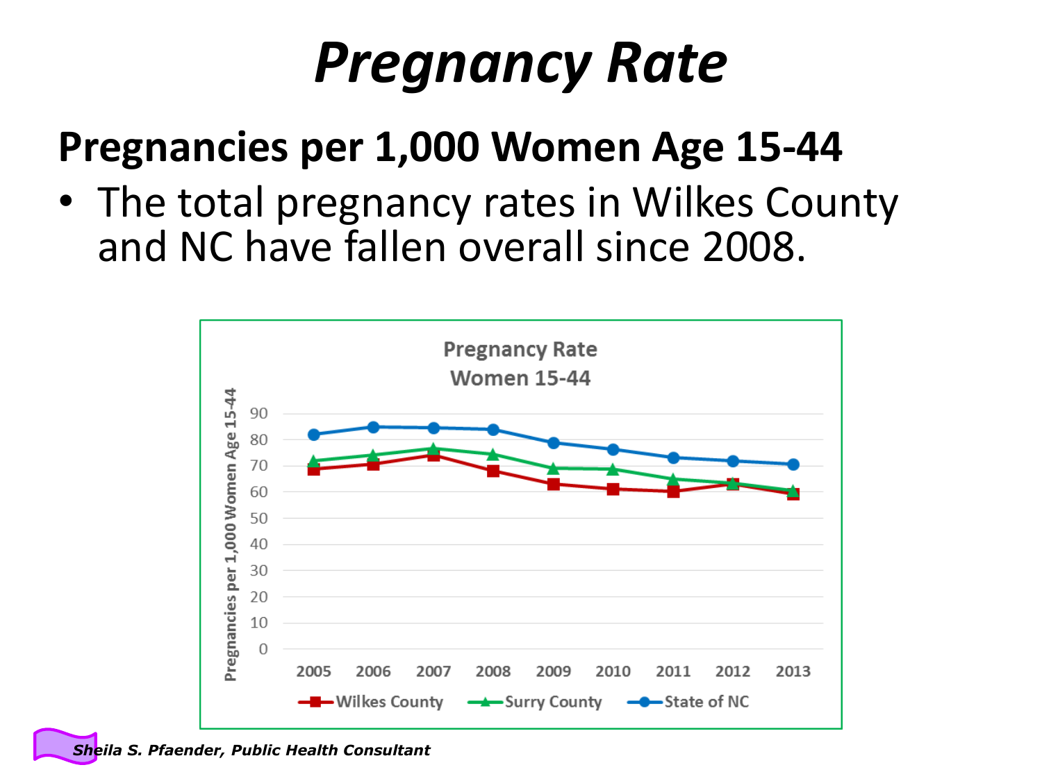# *Pregnancy Rate*

## Pregnancies per 1,000 Women Age 15-44

- The total pregnancy rates in Wilkes County and NC have fallen overall since 2008.

*Sheila S. Pfaender, Public Health Consultant*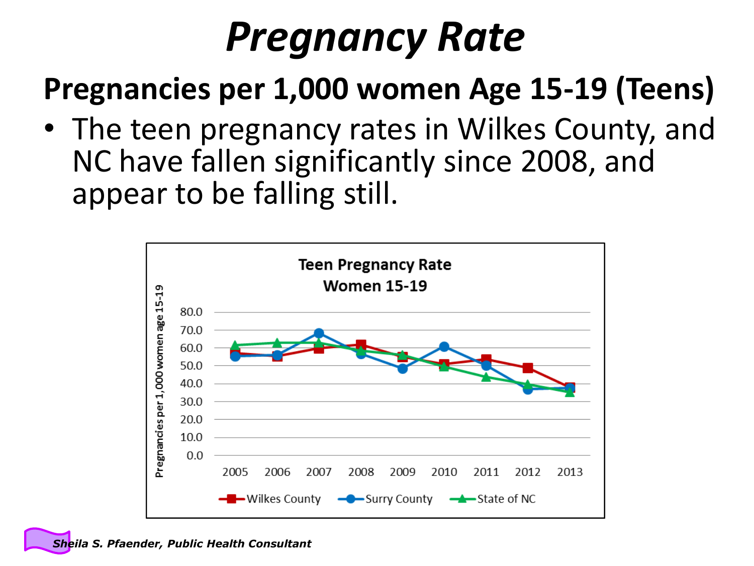# Pregnancy Rate

## Pregnancies per 1,000 women Age 15-19 (Teens)

- The teen pregnancy rates in Wilkes County, and NC have fallen significantly since 2008, and appear to be falling still.

**Teen Pregnancy Rate**
**Women 15-19**

Pregnancies per 1,000 women age 15-19

80.0
70.0
60.0
50.0
40.0
30.0
20.0
10.0
0.0

2005 2006 2007 2008 2009 2010 2011 2012 2013

Wilkes County Surry County State of NC

*Sheila S. Pfaender, Public Health Consultant*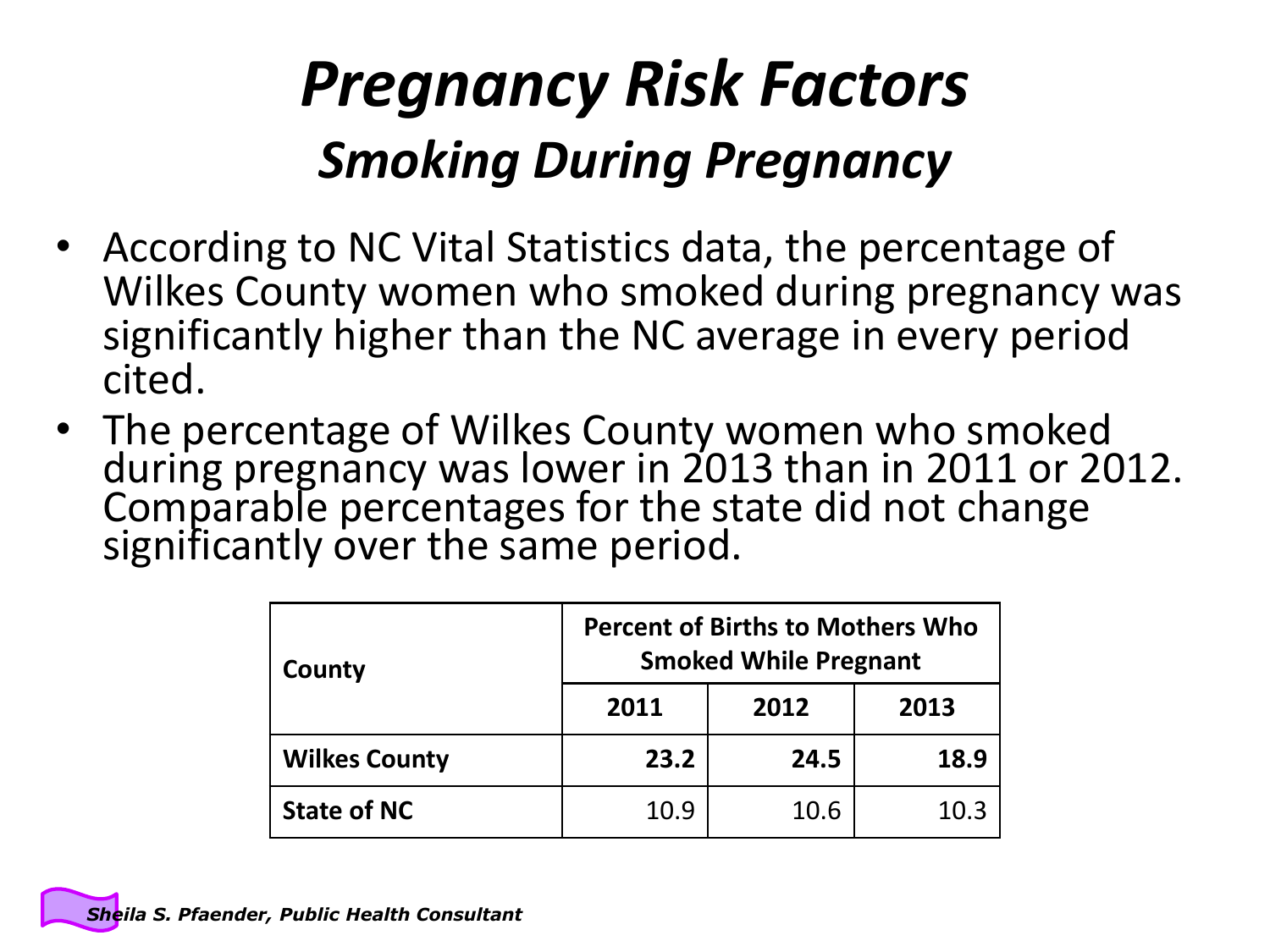# *Pregnancy Risk Factors*

## *Smoking During Pregnancy*

- According to NC Vital Statistics data, the percentage of Wilkes County women who smoked during pregnancy was significantly higher than the NC average in every period cited.
- The percentage of Wilkes County women who smoked during pregnancy was lower in 2013 than in 2011 or 2012. Comparable percentages for the state did not change significantly over the same period.

| County | Percent of Births to Mothers Who Smoked While Pregnant | | |
|---|---|---|---|
| | 2011 | 2012 | 2013 |
| **Wilkes County** | **23.2** | **24.5** | **18.9** |
| **State of NC** | 10.9 | 10.6 | 10.3 |

***Sheila S. Pfaender, Public Health Consultant***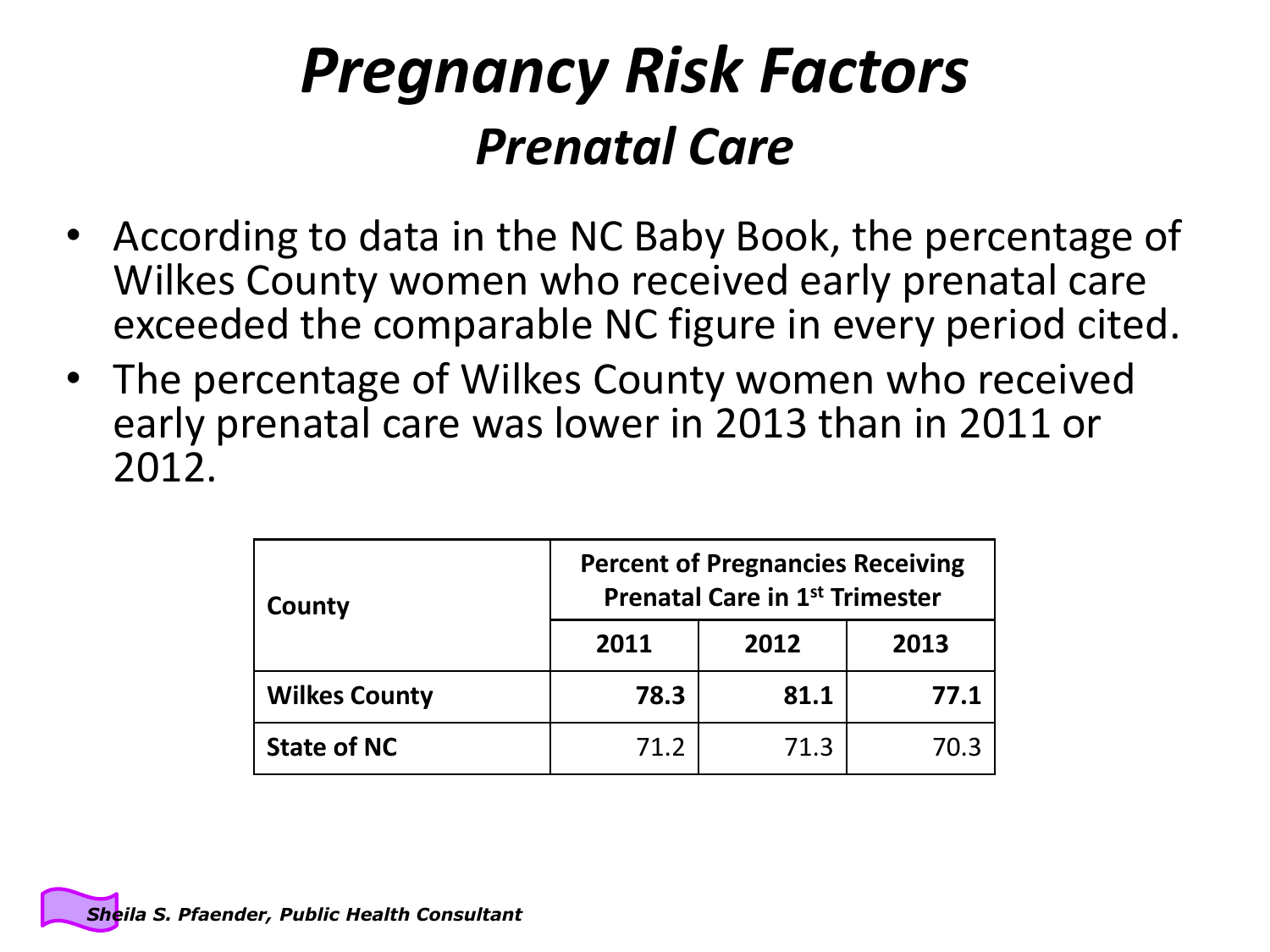# *Pregnancy Risk Factors*

## *Prenatal Care*

- According to data in the NC Baby Book, the percentage of Wilkes County women who received early prenatal care exceeded the comparable NC figure in every period cited.
- The percentage of Wilkes County women who received early prenatal care was lower in 2013 than in 2011 or 2012.

| County | Percent of Pregnancies Receiving Prenatal Care in 1st Trimester | | |
|---|---|---|---|
| | 2011 | 2012 | 2013 |
| **Wilkes County** | **78.3** | **81.1** | **77.1** |
| **State of NC** | 71.2 | 71.3 | 70.3 |

*Sheila S. Pfaender, Public Health Consultant*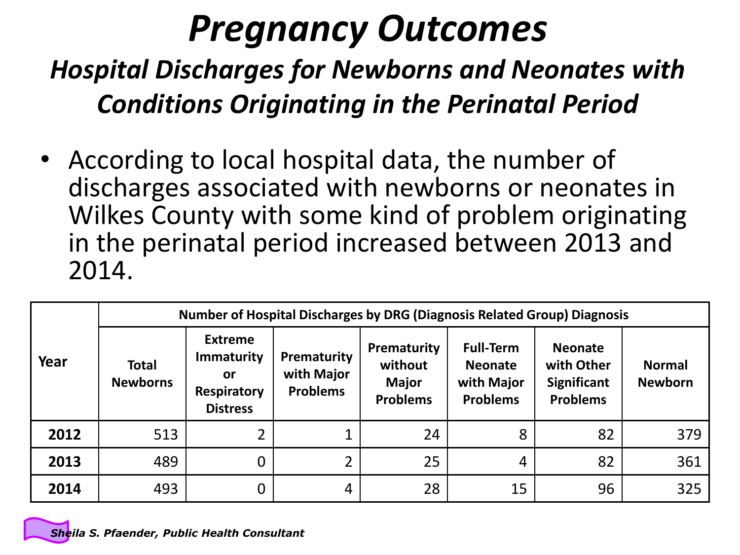# *Pregnancy Outcomes*

## *Hospital Discharges for Newborns and Neonates with Conditions Originating in the Perinatal Period*

- According to local hospital data, the number of discharges associated with newborns or neonates in Wilkes County with some kind of problem originating in the perinatal period increased between 2013 and 2014.

| Year | Number of Hospital Discharges by DRG (Diagnosis Related Group) Diagnosis | | | | | | |
|---|---|---|---|---|---|---|---|
| | Total Newborns | Extreme Immaturity or Respiratory Distress | Prematurity with Major Problems | Prematurity without Major Problems | Full-Term Neonate with Major Problems | Neonate with Other Significant Problems | Normal Newborn |
| **2012** | 513 | 2 | 1 | 24 | 8 | 82 | 379 |
| **2013** | 489 | 0 | 2 | 25 | 4 | 82 | 361 |
| **2014** | 493 | 0 | 4 | 28 | 15 | 96 | 325 |

*Sheila S. Pfaender, Public Health Consultant*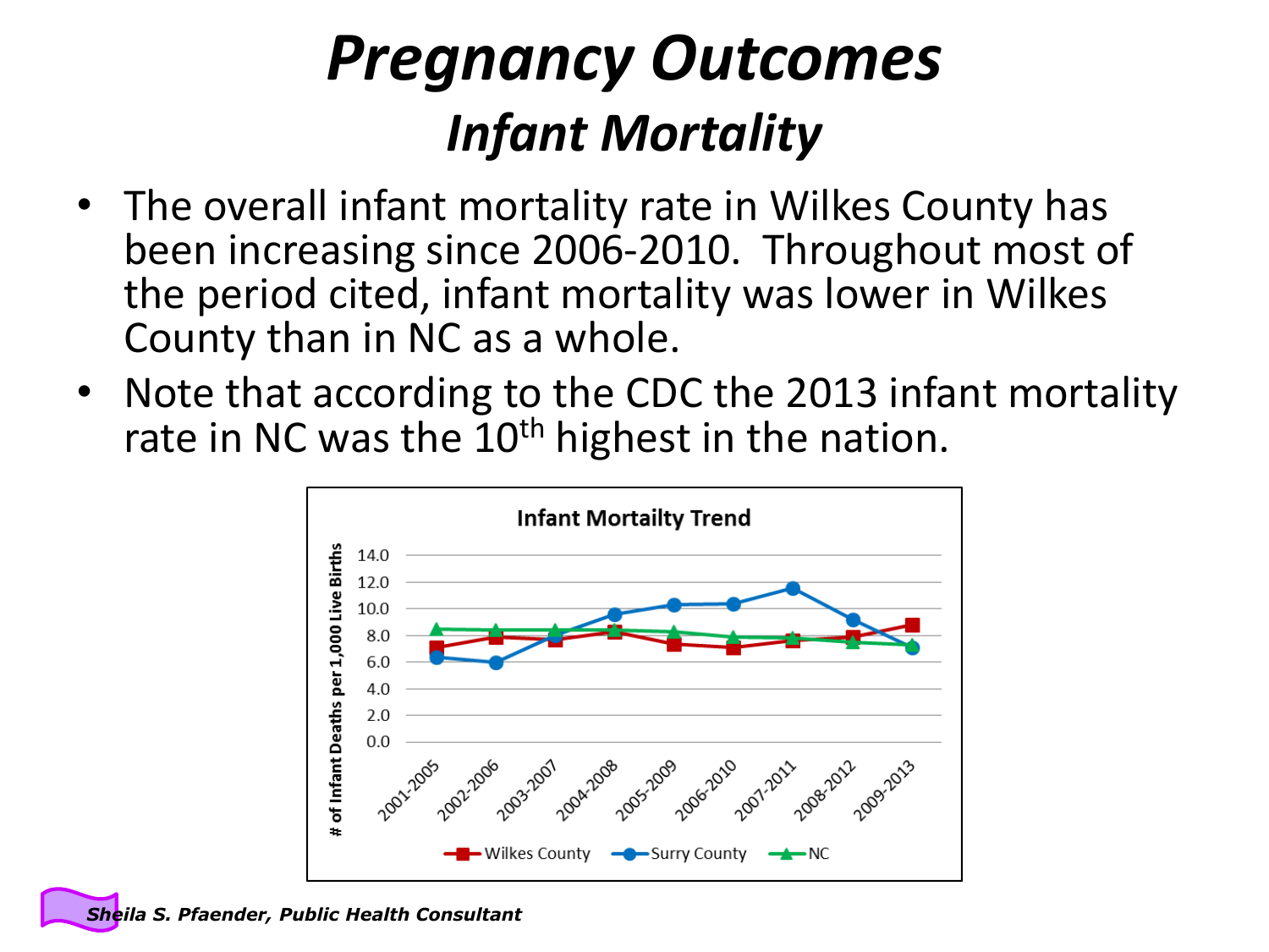# *Pregnancy Outcomes*

## *Infant Mortality*

- The overall infant mortality rate in Wilkes County has been increasing since 2006-2010. Throughout most of the period cited, infant mortality was lower in Wilkes County than in NC as a whole.
- Note that according to the CDC the 2013 infant mortality rate in NC was the 10th highest in the nation.

**Infant Mortailty Trend**

# of Infant Deaths per 1,000 Live Births

| | 2001-2005 | 2002-2006 | 2003-2007 | 2004-2008 | 2005-2009 | 2006-2010 | 2007-2011 | 2008-2012 | 2009-2013 |
|---|---|---|---|---|---|---|---|---|---|
| Wilkes County | 7.1 | 7.9 | 7.7 | 8.3 | 7.4 | 7.1 | 7.7 | 7.9 | 8.8 |
| Surry County | 6.4 | 6.0 | 8.0 | 9.6 | 10.3 | 10.4 | 11.5 | 9.2 | 7.1 |
| NC | 8.5 | 8.4 | 8.4 | 8.4 | 8.3 | 7.9 | 7.9 | 7.5 | 7.3 |

*Sheila S. Pfaender, Public Health Consultant*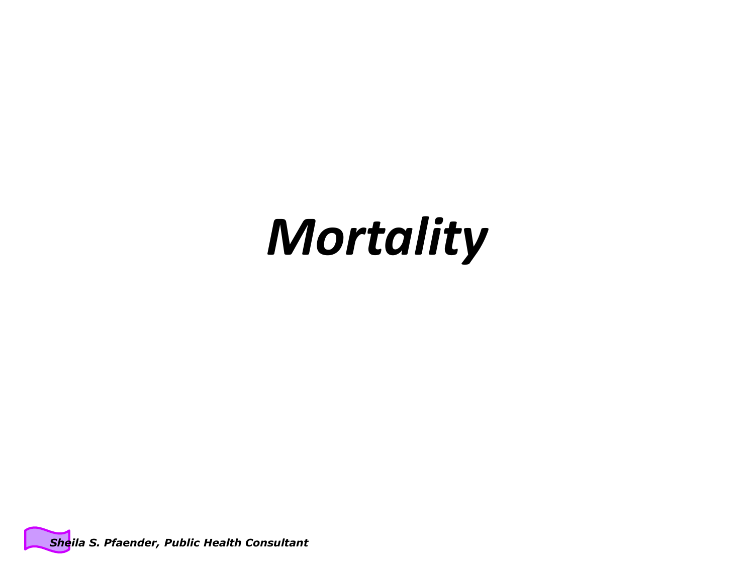# *Mortality*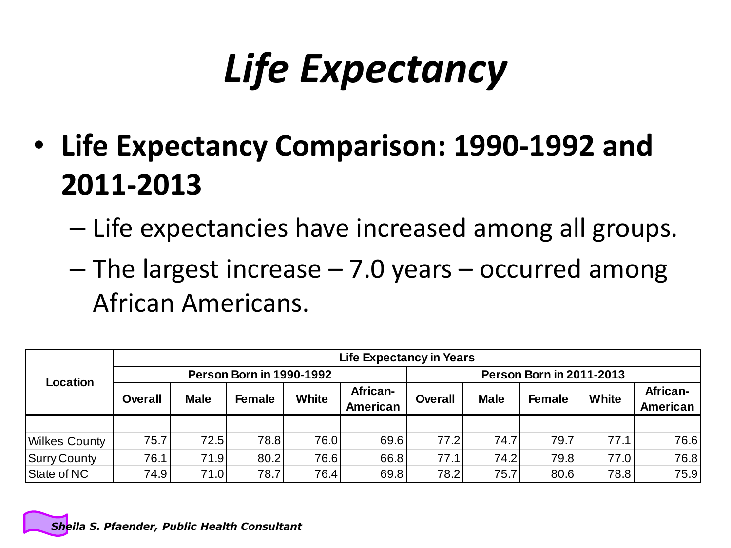# *Life Expectancy*

- **Life Expectancy Comparison: 1990-1992 and 2011-2013**
  - Life expectancies have increased among all groups.
  - The largest increase – 7.0 years – occurred among African Americans.

| Location | Life Expectancy in Years | | | | | | | | | |
|---|---|---|---|---|---|---|---|---|---|---|
| | Person Born in 1990-1992 | | | | | Person Born in 2011-2013 | | | | |
| | Overall | Male | Female | White | African-American | Overall | Male | Female | White | African-American |
| Wilkes County | 75.7 | 72.5 | 78.8 | 76.0 | 69.6 | 77.2 | 74.7 | 79.7 | 77.1 | 76.6 |
| Surry County | 76.1 | 71.9 | 80.2 | 76.6 | 66.8 | 77.1 | 74.2 | 79.8 | 77.0 | 76.8 |
| State of NC | 74.9 | 71.0 | 78.7 | 76.4 | 69.8 | 78.2 | 75.7 | 80.6 | 78.8 | 75.9 |

***Sheila S. Pfaender, Public Health Consultant***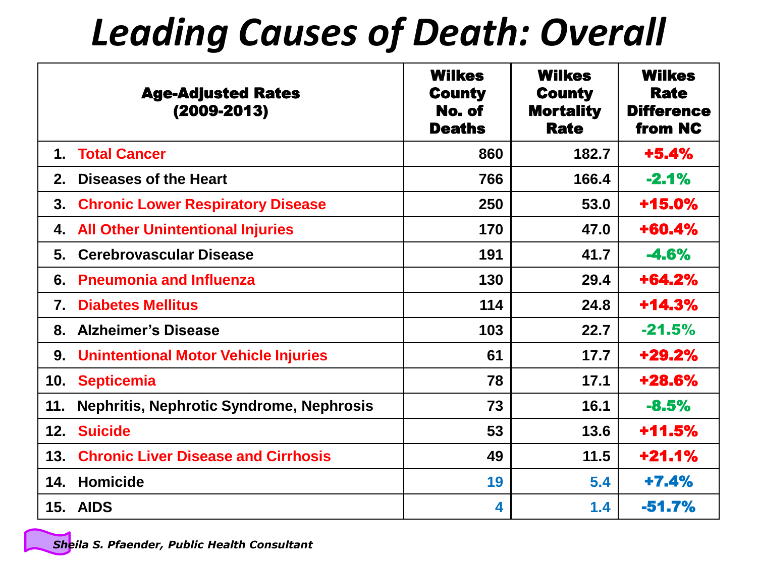# Leading Causes of Death: Overall

| Age-Adjusted Rates (2009-2013) | Wilkes County No. of Deaths | Wilkes County Mortality Rate | Wilkes Rate Difference from NC |
|---|---|---|---|
| 1. Total Cancer | 860 | 182.7 | +5.4% |
| 2. Diseases of the Heart | 766 | 166.4 | -2.1% |
| 3. Chronic Lower Respiratory Disease | 250 | 53.0 | +15.0% |
| 4. All Other Unintentional Injuries | 170 | 47.0 | +60.4% |
| 5. Cerebrovascular Disease | 191 | 41.7 | -4.6% |
| 6. Pneumonia and Influenza | 130 | 29.4 | +64.2% |
| 7. Diabetes Mellitus | 114 | 24.8 | +14.3% |
| 8. Alzheimer's Disease | 103 | 22.7 | -21.5% |
| 9. Unintentional Motor Vehicle Injuries | 61 | 17.7 | +29.2% |
| 10. Septicemia | 78 | 17.1 | +28.6% |
| 11. Nephritis, Nephrotic Syndrome, Nephrosis | 73 | 16.1 | -8.5% |
| 12. Suicide | 53 | 13.6 | +11.5% |
| 13. Chronic Liver Disease and Cirrhosis | 49 | 11.5 | +21.1% |
| 14. Homicide | 19 | 5.4 | +7.4% |
| 15. AIDS | 4 | 1.4 | -51.7% |

*Sheila S. Pfaender, Public Health Consultant*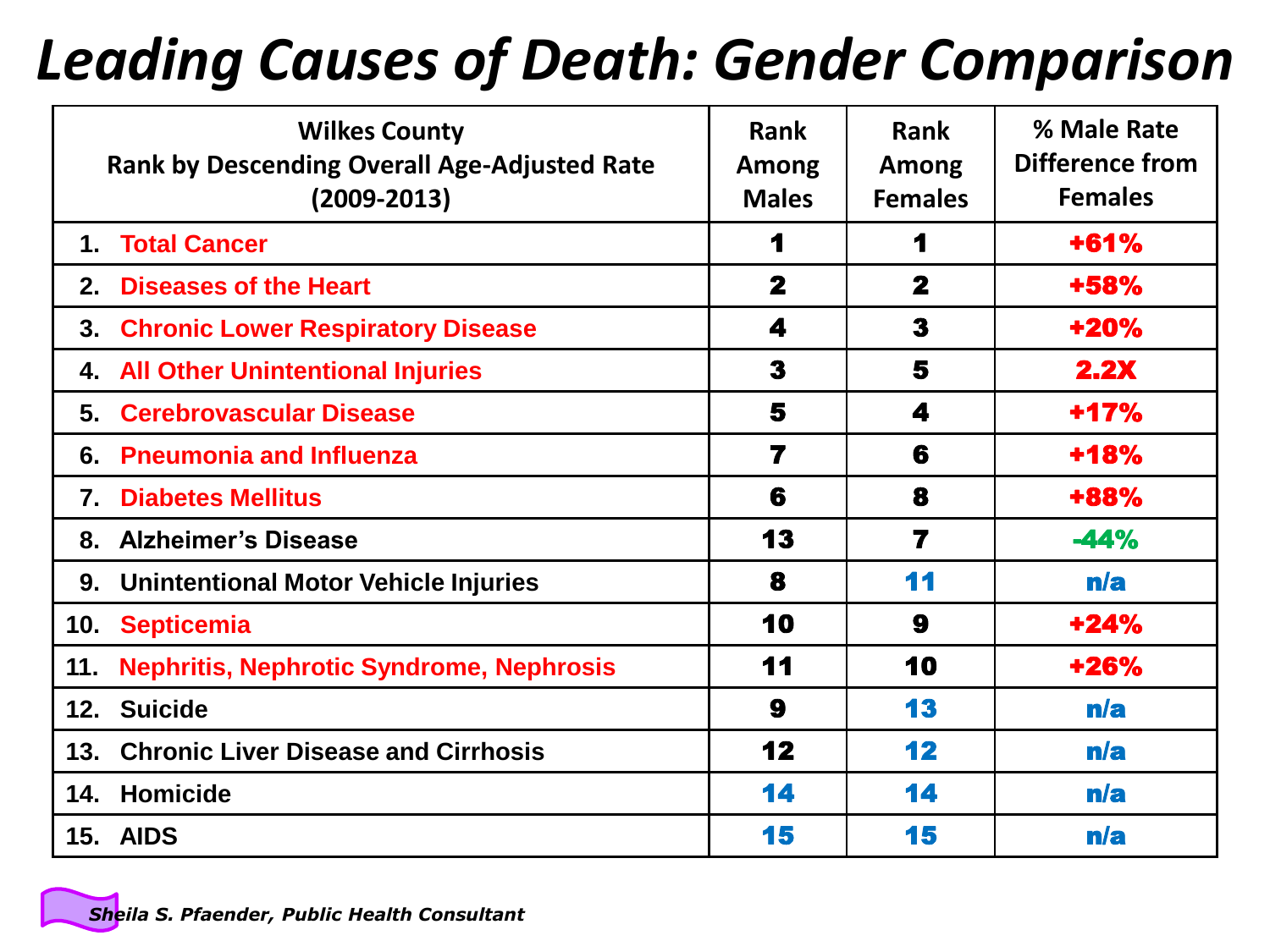# *Leading Causes of Death: Gender Comparison*

| Wilkes County<br>Rank by Descending Overall Age-Adjusted Rate<br>(2009-2013) | Rank Among Males | Rank Among Females | % Male Rate Difference from Females |
|---|---|---|---|
| 1. Total Cancer | 1 | 1 | +61% |
| 2. Diseases of the Heart | 2 | 2 | +58% |
| 3. Chronic Lower Respiratory Disease | 4 | 3 | +20% |
| 4. All Other Unintentional Injuries | 3 | 5 | 2.2X |
| 5. Cerebrovascular Disease | 5 | 4 | +17% |
| 6. Pneumonia and Influenza | 7 | 6 | +18% |
| 7. Diabetes Mellitus | 6 | 8 | +88% |
| 8. Alzheimer's Disease | 13 | 7 | -44% |
| 9. Unintentional Motor Vehicle Injuries | 8 | 11 | n/a |
| 10. Septicemia | 10 | 9 | +24% |
| 11. Nephritis, Nephrotic Syndrome, Nephrosis | 11 | 10 | +26% |
| 12. Suicide | 9 | 13 | n/a |
| 13. Chronic Liver Disease and Cirrhosis | 12 | 12 | n/a |
| 14. Homicide | 14 | 14 | n/a |
| 15. AIDS | 15 | 15 | n/a |

*Sheila S. Pfaender, Public Health Consultant*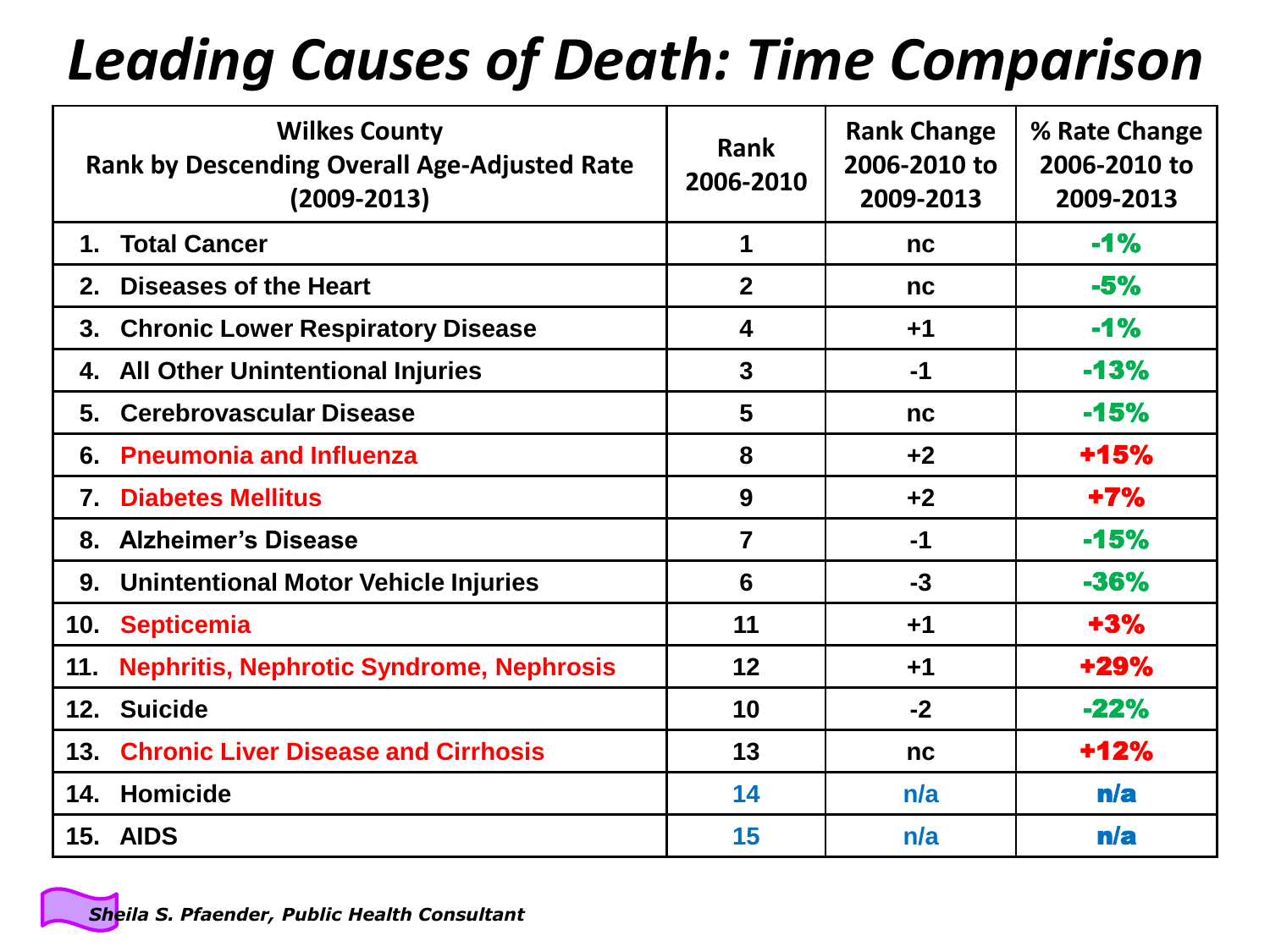# Leading Causes of Death: Time Comparison

| Wilkes County<br>Rank by Descending Overall Age-Adjusted Rate (2009-2013) | Rank 2006-2010 | Rank Change 2006-2010 to 2009-2013 | % Rate Change 2006-2010 to 2009-2013 |
|---|---|---|---|
| 1. Total Cancer | 1 | nc | -1% |
| 2. Diseases of the Heart | 2 | nc | -5% |
| 3. Chronic Lower Respiratory Disease | 4 | +1 | -1% |
| 4. All Other Unintentional Injuries | 3 | -1 | -13% |
| 5. Cerebrovascular Disease | 5 | nc | -15% |
| 6. Pneumonia and Influenza | 8 | +2 | +15% |
| 7. Diabetes Mellitus | 9 | +2 | +7% |
| 8. Alzheimer's Disease | 7 | -1 | -15% |
| 9. Unintentional Motor Vehicle Injuries | 6 | -3 | -36% |
| 10. Septicemia | 11 | +1 | +3% |
| 11. Nephritis, Nephrotic Syndrome, Nephrosis | 12 | +1 | +29% |
| 12. Suicide | 10 | -2 | -22% |
| 13. Chronic Liver Disease and Cirrhosis | 13 | nc | +12% |
| 14. Homicide | 14 | n/a | n/a |
| 15. AIDS | 15 | n/a | n/a |

*Sheila S. Pfaender, Public Health Consultant*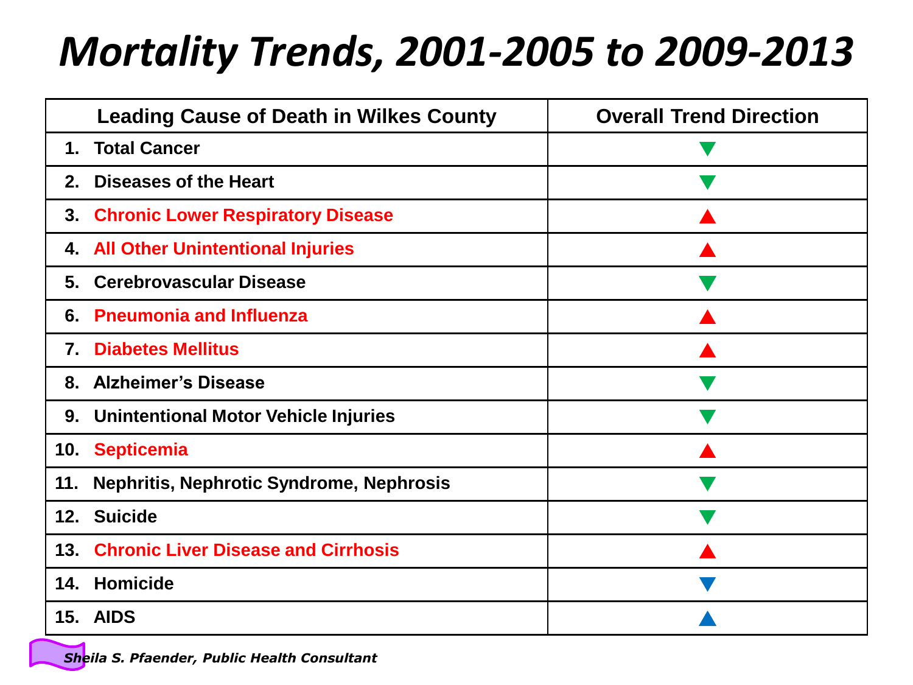# *Mortality Trends, 2001-2005 to 2009-2013*

| Leading Cause of Death in Wilkes County | Overall Trend Direction |
|---|---|
| 1. Total Cancer | ▼ |
| 2. Diseases of the Heart | ▼ |
| 3. Chronic Lower Respiratory Disease | ▲ |
| 4. All Other Unintentional Injuries | ▲ |
| 5. Cerebrovascular Disease | ▼ |
| 6. Pneumonia and Influenza | ▲ |
| 7. Diabetes Mellitus | ▲ |
| 8. Alzheimer's Disease | ▼ |
| 9. Unintentional Motor Vehicle Injuries | ▼ |
| 10. Septicemia | ▲ |
| 11. Nephritis, Nephrotic Syndrome, Nephrosis | ▼ |
| 12. Suicide | ▼ |
| 13. Chronic Liver Disease and Cirrhosis | ▲ |
| 14. Homicide | ▼ |
| 15. AIDS | ▲ |

*Sheila S. Pfaender, Public Health Consultant*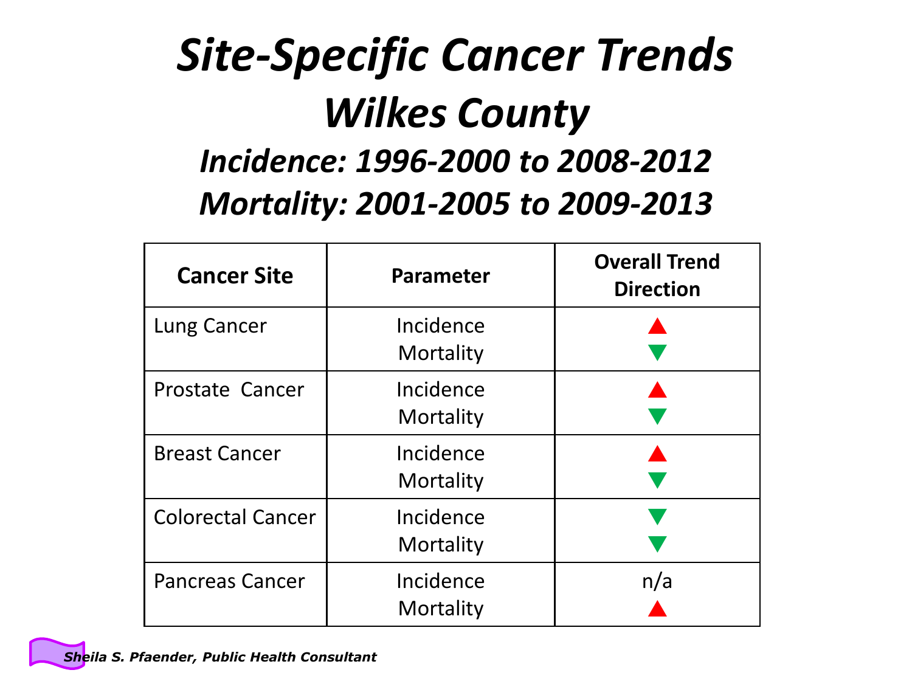# *Site-Specific Cancer Trends*

## *Wilkes County*

### *Incidence: 1996-2000 to 2008-2012*

### *Mortality: 2001-2005 to 2009-2013*

| Cancer Site | Parameter | Overall Trend Direction |
|---|---|---|
| Lung Cancer | Incidence | ▲ |
| | Mortality | ▼ |
| Prostate Cancer | Incidence | ▲ |
| | Mortality | ▼ |
| Breast Cancer | Incidence | ▲ |
| | Mortality | ▼ |
| Colorectal Cancer | Incidence | ▼ |
| | Mortality | ▼ |
| Pancreas Cancer | Incidence | n/a |
| | Mortality | ▲ |

***Sheila S. Pfaender, Public Health Consultant***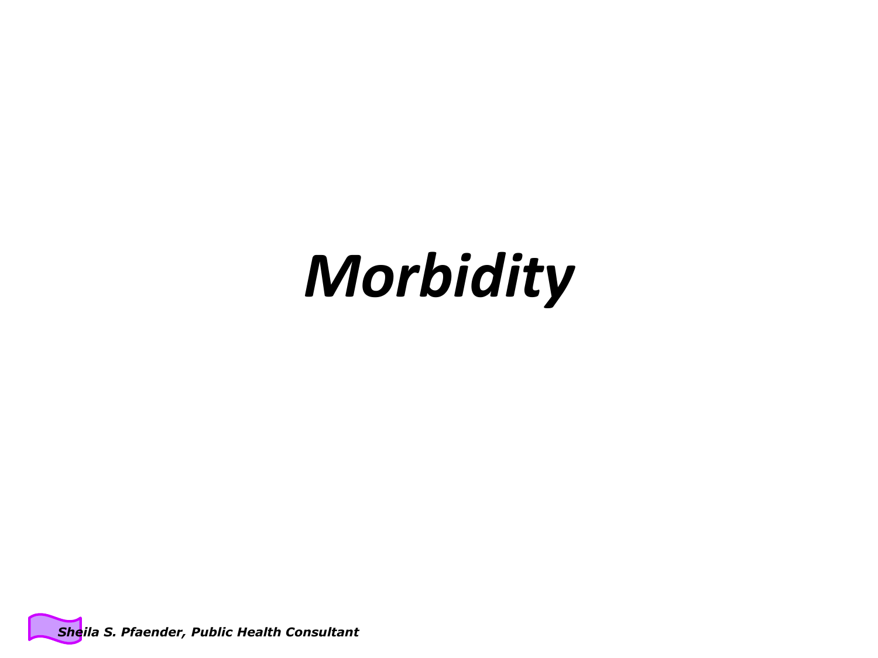# *Morbidity*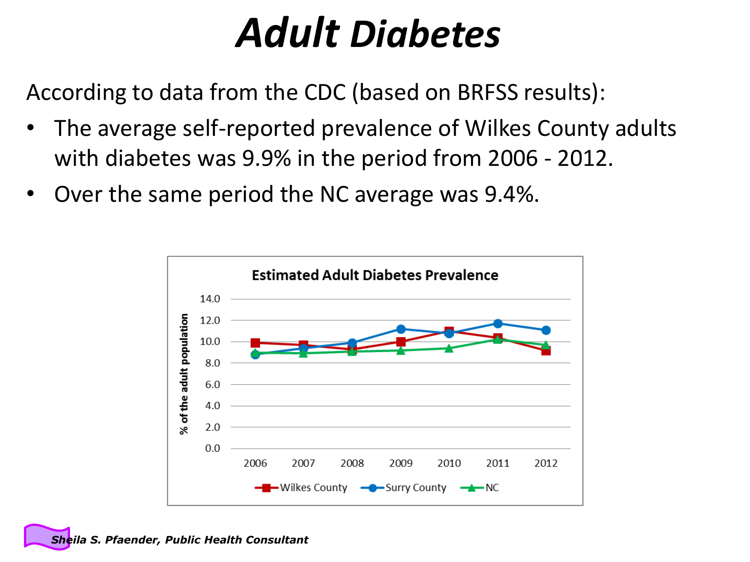# Adult Diabetes

According to data from the CDC (based on BRFSS results):

- The average self-reported prevalence of Wilkes County adults with diabetes was 9.9% in the period from 2006 - 2012.
- Over the same period the NC average was 9.4%.

**Estimated Adult Diabetes Prevalence**

*Sheila S. Pfaender, Public Health Consultant*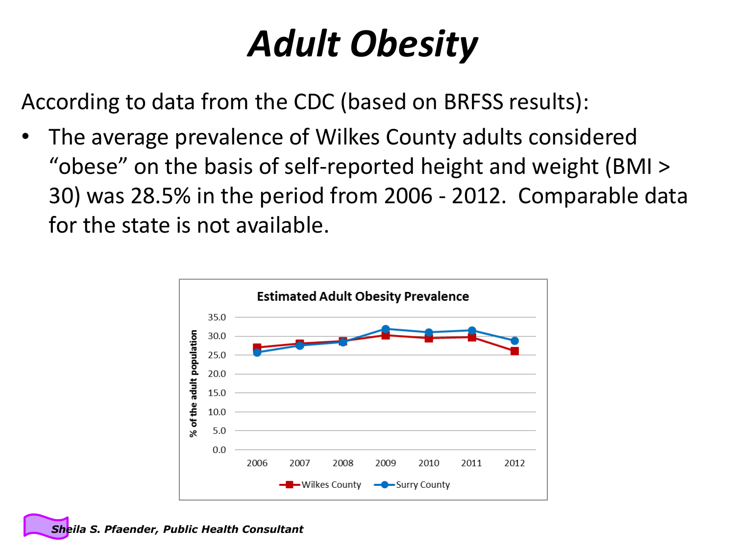# *Adult Obesity*

According to data from the CDC (based on BRFSS results):

- The average prevalence of Wilkes County adults considered "obese" on the basis of self-reported height and weight (BMI > 30) was 28.5% in the period from 2006 - 2012. Comparable data for the state is not available.

**Estimated Adult Obesity Prevalence**

*Sheila S. Pfaender, Public Health Consultant*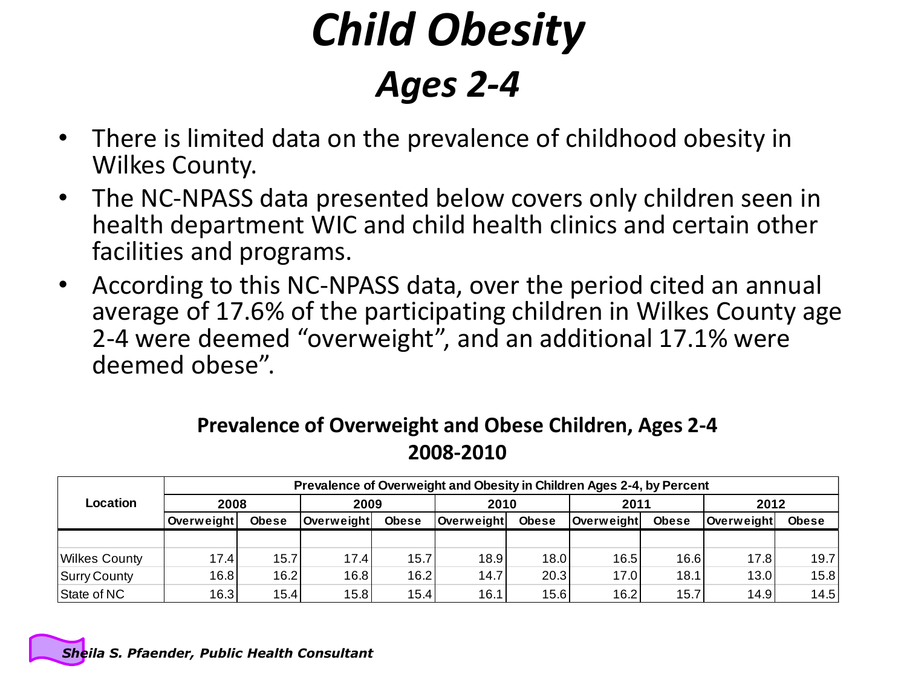# *Child Obesity*

## *Ages 2-4*

- There is limited data on the prevalence of childhood obesity in Wilkes County.
- The NC-NPASS data presented below covers only children seen in health department WIC and child health clinics and certain other facilities and programs.
- According to this NC-NPASS data, over the period cited an annual average of 17.6% of the participating children in Wilkes County age 2-4 were deemed "overweight", and an additional 17.1% were deemed obese".

**Prevalence of Overweight and Obese Children, Ages 2-4**
**2008-2010**

| Location | Prevalence of Overweight and Obesity in Children Ages 2-4, by Percent | | | | | | | | | |
|---|---|---|---|---|---|---|---|---|---|---|
| | 2008 | | 2009 | | 2010 | | 2011 | | 2012 | |
| | Overweight | Obese | Overweight | Obese | Overweight | Obese | Overweight | Obese | Overweight | Obese |
| Wilkes County | 17.4 | 15.7 | 17.4 | 15.7 | 18.9 | 18.0 | 16.5 | 16.6 | 17.8 | 19.7 |
| Surry County | 16.8 | 16.2 | 16.8 | 16.2 | 14.7 | 20.3 | 17.0 | 18.1 | 13.0 | 15.8 |
| State of NC | 16.3 | 15.4 | 15.8 | 15.4 | 16.1 | 15.6 | 16.2 | 15.7 | 14.9 | 14.5 |

*Sheila S. Pfaender, Public Health Consultant*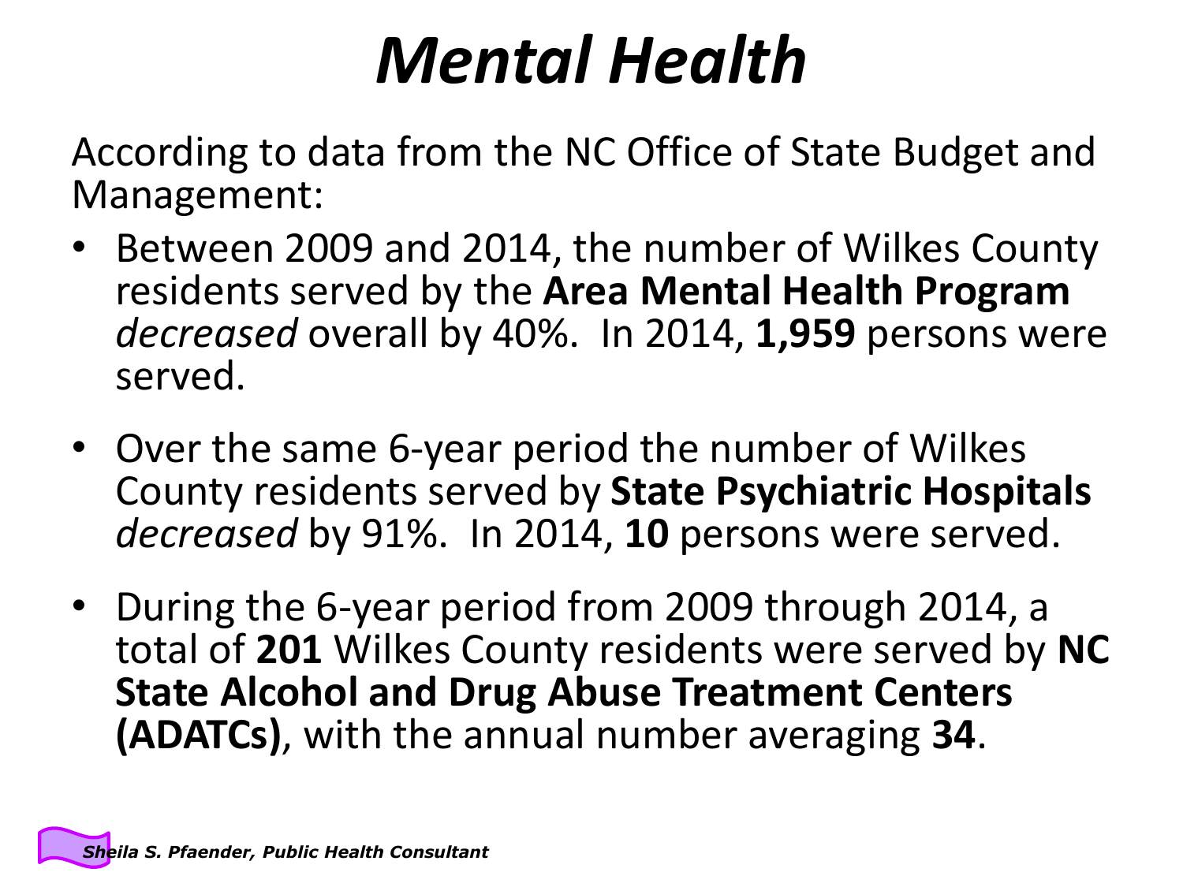# *Mental Health*

According to data from the NC Office of State Budget and Management:

- Between 2009 and 2014, the number of Wilkes County residents served by the **Area Mental Health Program** *decreased* overall by 40%. In 2014, **1,959** persons were served.
- Over the same 6-year period the number of Wilkes County residents served by **State Psychiatric Hospitals** *decreased* by 91%. In 2014, **10** persons were served.
- During the 6-year period from 2009 through 2014, a total of **201** Wilkes County residents were served by **NC State Alcohol and Drug Abuse Treatment Centers (ADATCs)**, with the annual number averaging **34**.

***Sheila S. Pfaender, Public Health Consultant***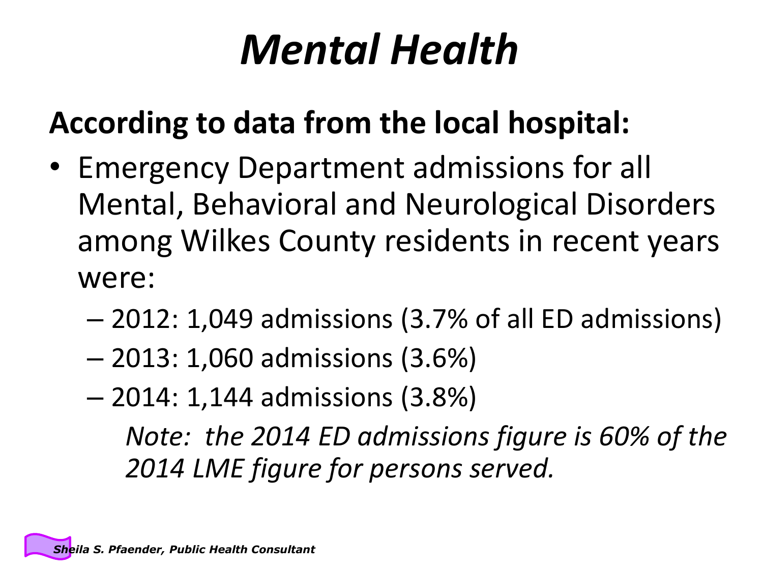# *Mental Health*

**According to data from the local hospital:**

- Emergency Department admissions for all Mental, Behavioral and Neurological Disorders among Wilkes County residents in recent years were:
  - 2012: 1,049 admissions (3.7% of all ED admissions)
  - 2013: 1,060 admissions (3.6%)
  - 2014: 1,144 admissions (3.8%)

    *Note: the 2014 ED admissions figure is 60% of the 2014 LME figure for persons served.*

***Sheila S. Pfaender, Public Health Consultant***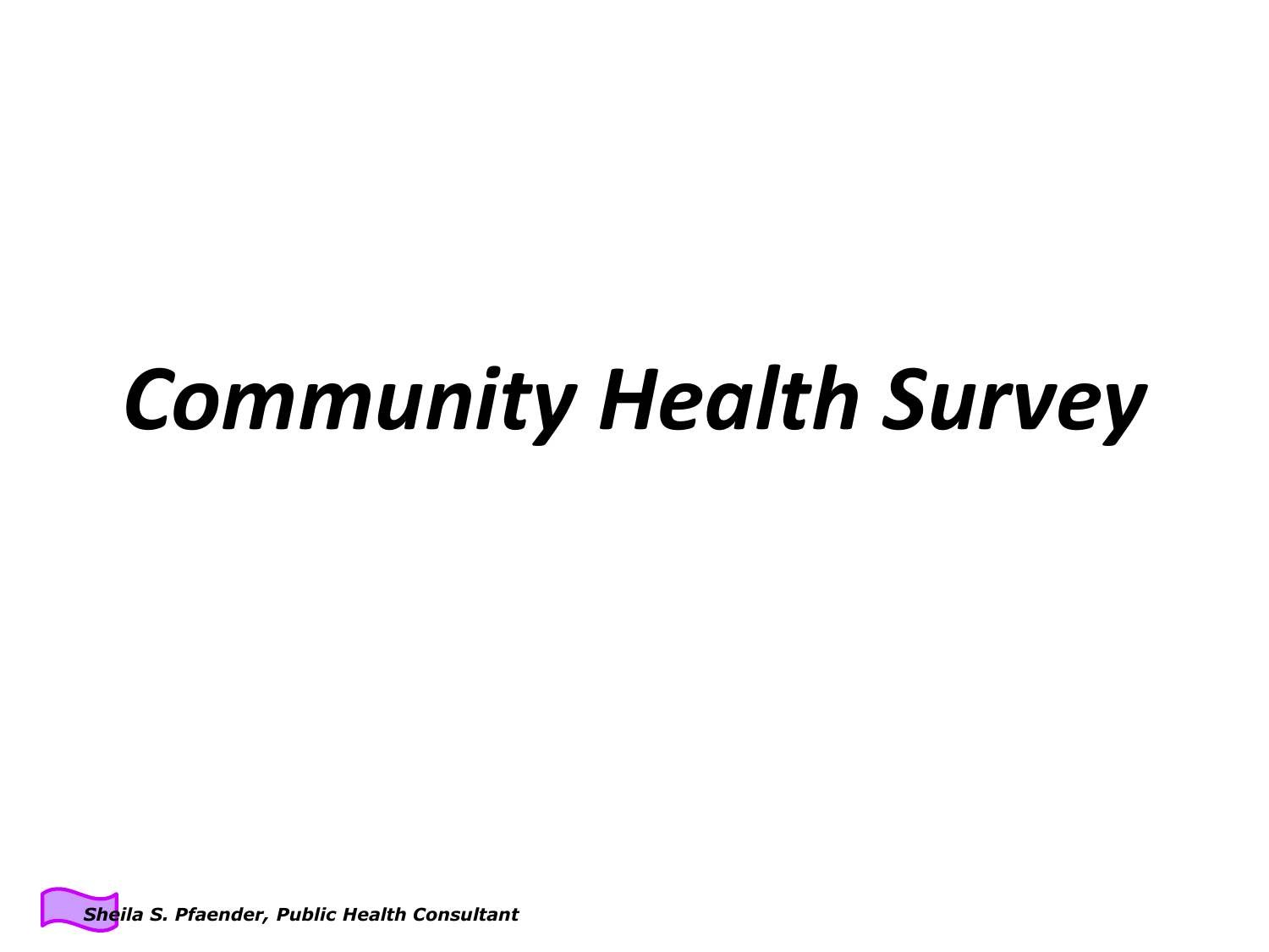# ***Community Health Survey***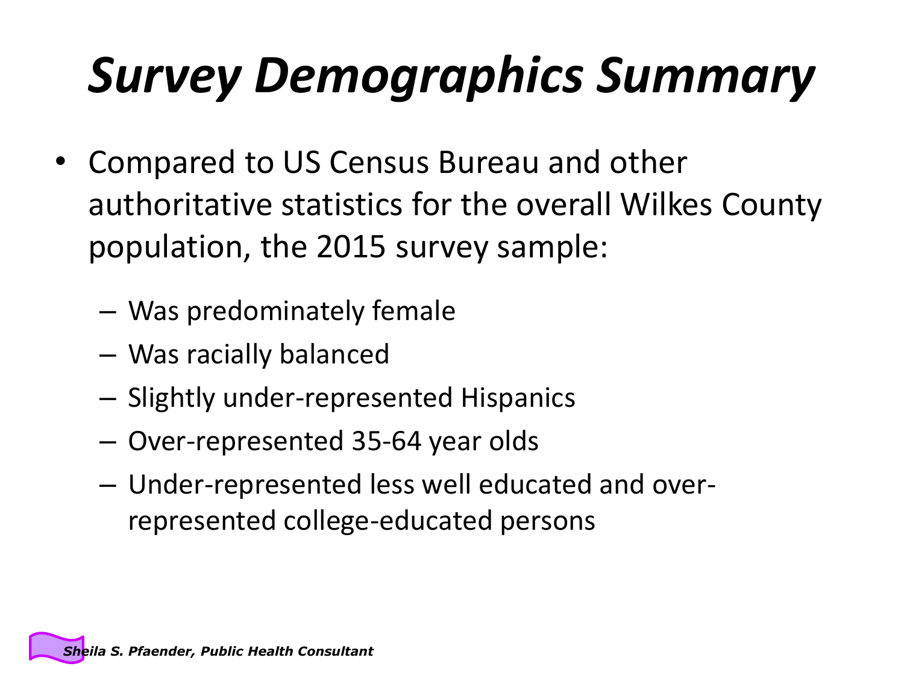# *Survey Demographics Summary*

- Compared to US Census Bureau and other authoritative statistics for the overall Wilkes County population, the 2015 survey sample:
  - Was predominately female
  - Was racially balanced
  - Slightly under-represented Hispanics
  - Over-represented 35-64 year olds
  - Under-represented less well educated and over-represented college-educated persons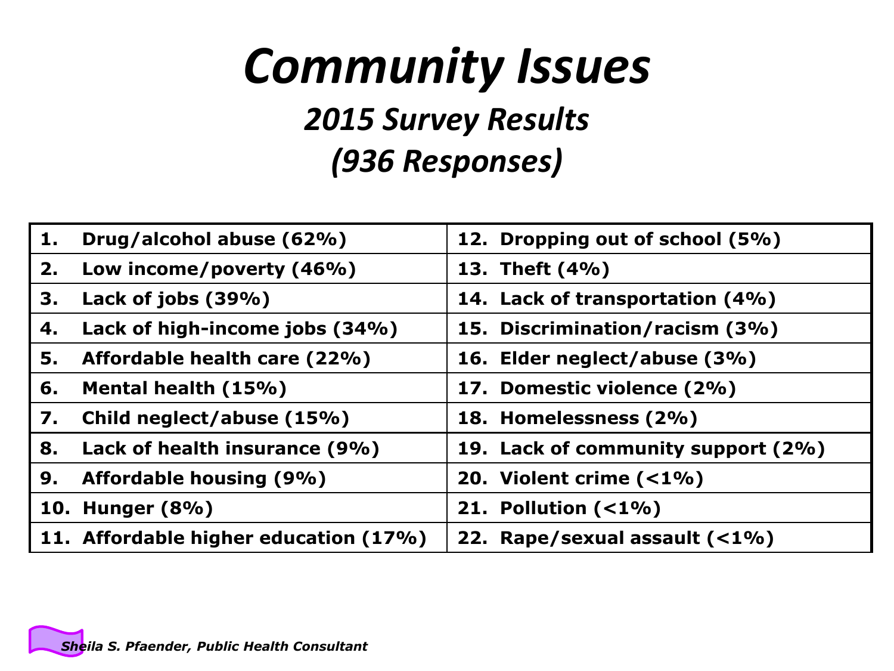# *Community Issues*

## *2015 Survey Results*

## *(936 Responses)*

| | |
|---|---|
| 1. Drug/alcohol abuse (62%) | 12. Dropping out of school (5%) |
| 2. Low income/poverty (46%) | 13. Theft (4%) |
| 3. Lack of jobs (39%) | 14. Lack of transportation (4%) |
| 4. Lack of high-income jobs (34%) | 15. Discrimination/racism (3%) |
| 5. Affordable health care (22%) | 16. Elder neglect/abuse (3%) |
| 6. Mental health (15%) | 17. Domestic violence (2%) |
| 7. Child neglect/abuse (15%) | 18. Homelessness (2%) |
| 8. Lack of health insurance (9%) | 19. Lack of community support (2%) |
| 9. Affordable housing (9%) | 20. Violent crime (<1%) |
| 10. Hunger (8%) | 21. Pollution (<1%) |
| 11. Affordable higher education (17%) | 22. Rape/sexual assault (<1%) |

*Sheila S. Pfaender, Public Health Consultant*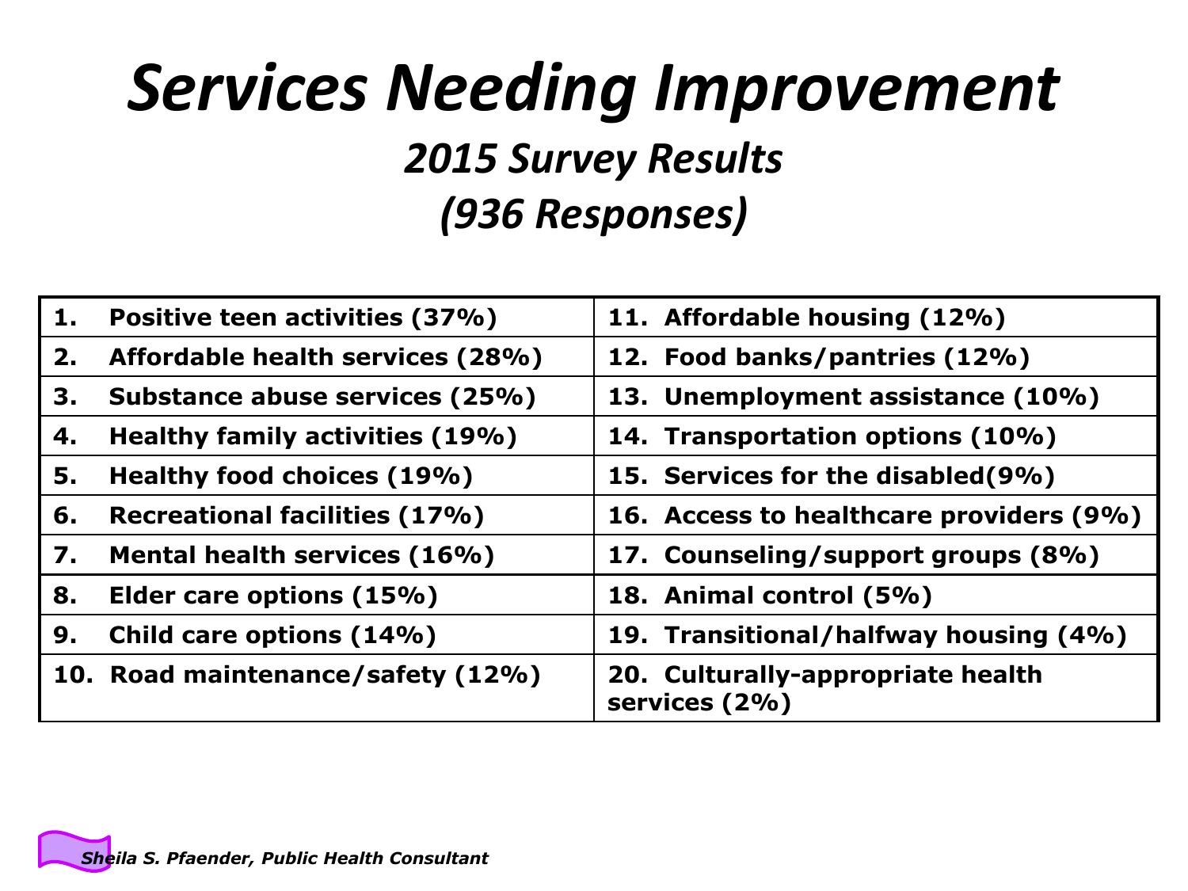# *Services Needing Improvement*

## *2015 Survey Results*
## *(936 Responses)*

| | |
|---|---|
| **1. Positive teen activities (37%)** | **11. Affordable housing (12%)** |
| **2. Affordable health services (28%)** | **12. Food banks/pantries (12%)** |
| **3. Substance abuse services (25%)** | **13. Unemployment assistance (10%)** |
| **4. Healthy family activities (19%)** | **14. Transportation options (10%)** |
| **5. Healthy food choices (19%)** | **15. Services for the disabled(9%)** |
| **6. Recreational facilities (17%)** | **16. Access to healthcare providers (9%)** |
| **7. Mental health services (16%)** | **17. Counseling/support groups (8%)** |
| **8. Elder care options (15%)** | **18. Animal control (5%)** |
| **9. Child care options (14%)** | **19. Transitional/halfway housing (4%)** |
| **10. Road maintenance/safety (12%)** | **20. Culturally-appropriate health services (2%)** |

***Sheila S. Pfaender, Public Health Consultant***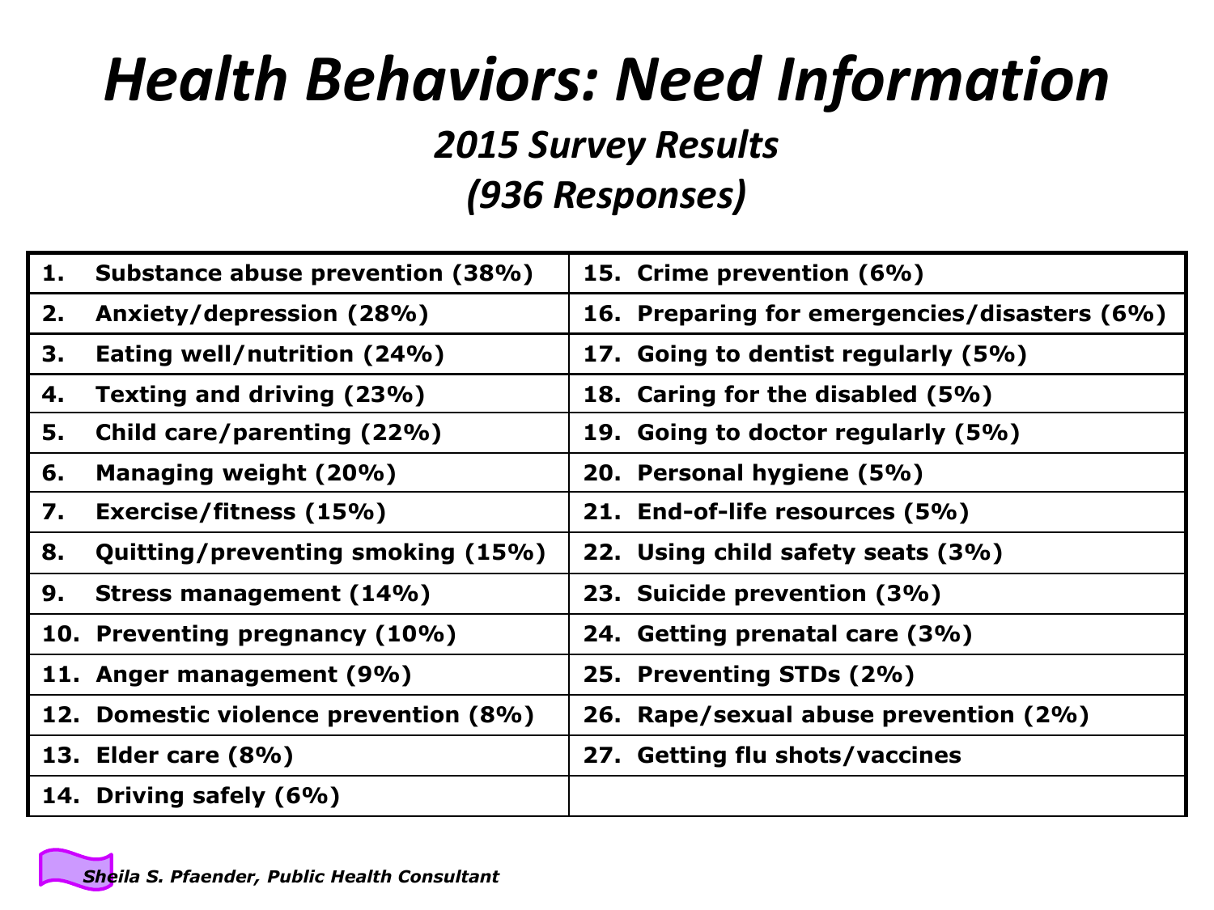# *Health Behaviors: Need Information*

## *2015 Survey Results*
## *(936 Responses)*

| | |
|---|---|
| 1. **Substance abuse prevention (38%)** | 15. **Crime prevention (6%)** |
| 2. **Anxiety/depression (28%)** | 16. **Preparing for emergencies/disasters (6%)** |
| 3. **Eating well/nutrition (24%)** | 17. **Going to dentist regularly (5%)** |
| 4. **Texting and driving (23%)** | 18. **Caring for the disabled (5%)** |
| 5. **Child care/parenting (22%)** | 19. **Going to doctor regularly (5%)** |
| 6. **Managing weight (20%)** | 20. **Personal hygiene (5%)** |
| 7. **Exercise/fitness (15%)** | 21. **End-of-life resources (5%)** |
| 8. **Quitting/preventing smoking (15%)** | 22. **Using child safety seats (3%)** |
| 9. **Stress management (14%)** | 23. **Suicide prevention (3%)** |
| 10. **Preventing pregnancy (10%)** | 24. **Getting prenatal care (3%)** |
| 11. **Anger management (9%)** | 25. **Preventing STDs (2%)** |
| 12. **Domestic violence prevention (8%)** | 26. **Rape/sexual abuse prevention (2%)** |
| 13. **Elder care (8%)** | 27. **Getting flu shots/vaccines** |
| 14. **Driving safely (6%)** | |

***Sheila S. Pfaender, Public Health Consultant***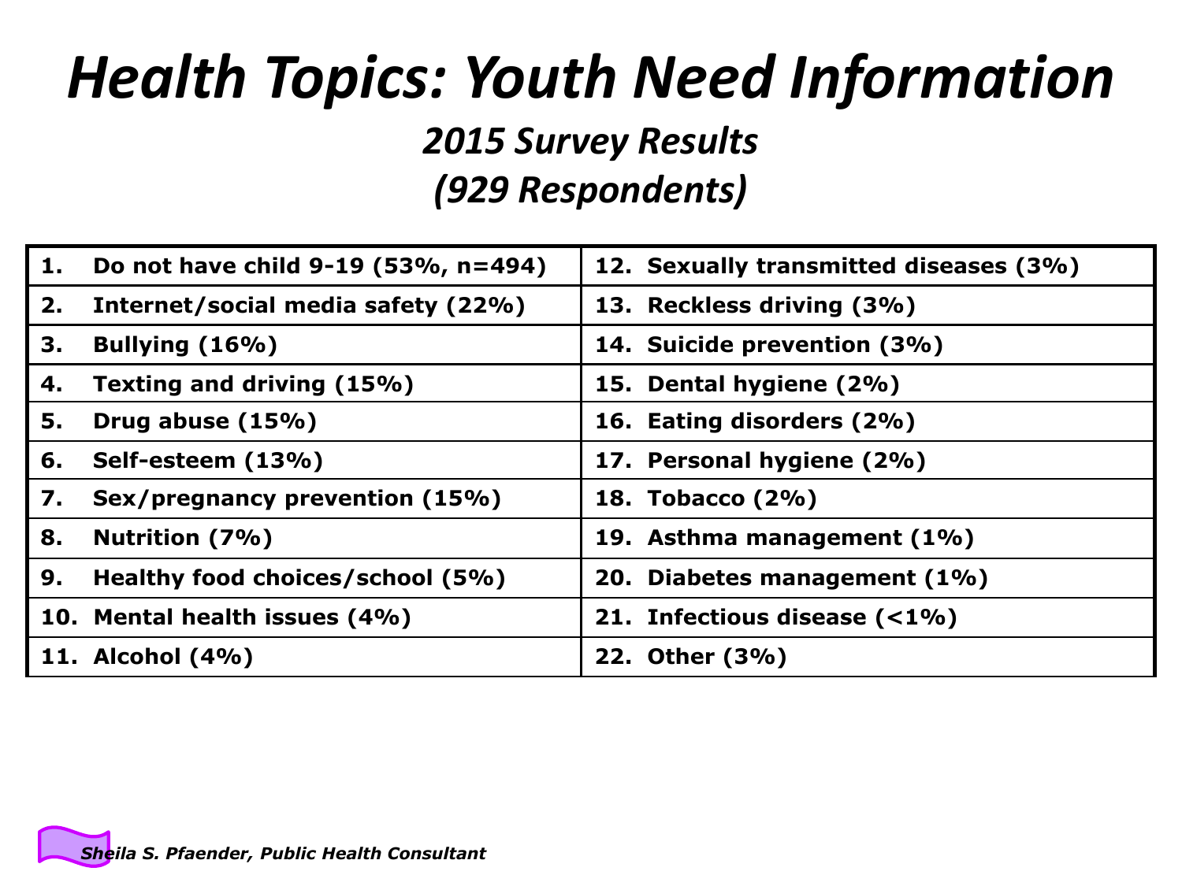# *Health Topics: Youth Need Information*

## *2015 Survey Results*
## *(929 Respondents)*

| | |
|---|---|
| 1. Do not have child 9-19 (53%, n=494) | 12. Sexually transmitted diseases (3%) |
| 2. Internet/social media safety (22%) | 13. Reckless driving (3%) |
| 3. Bullying (16%) | 14. Suicide prevention (3%) |
| 4. Texting and driving (15%) | 15. Dental hygiene (2%) |
| 5. Drug abuse (15%) | 16. Eating disorders (2%) |
| 6. Self-esteem (13%) | 17. Personal hygiene (2%) |
| 7. Sex/pregnancy prevention (15%) | 18. Tobacco (2%) |
| 8. Nutrition (7%) | 19. Asthma management (1%) |
| 9. Healthy food choices/school (5%) | 20. Diabetes management (1%) |
| 10. Mental health issues (4%) | 21. Infectious disease (<1%) |
| 11. Alcohol (4%) | 22. Other (3%) |

*Sheila S. Pfaender, Public Health Consultant*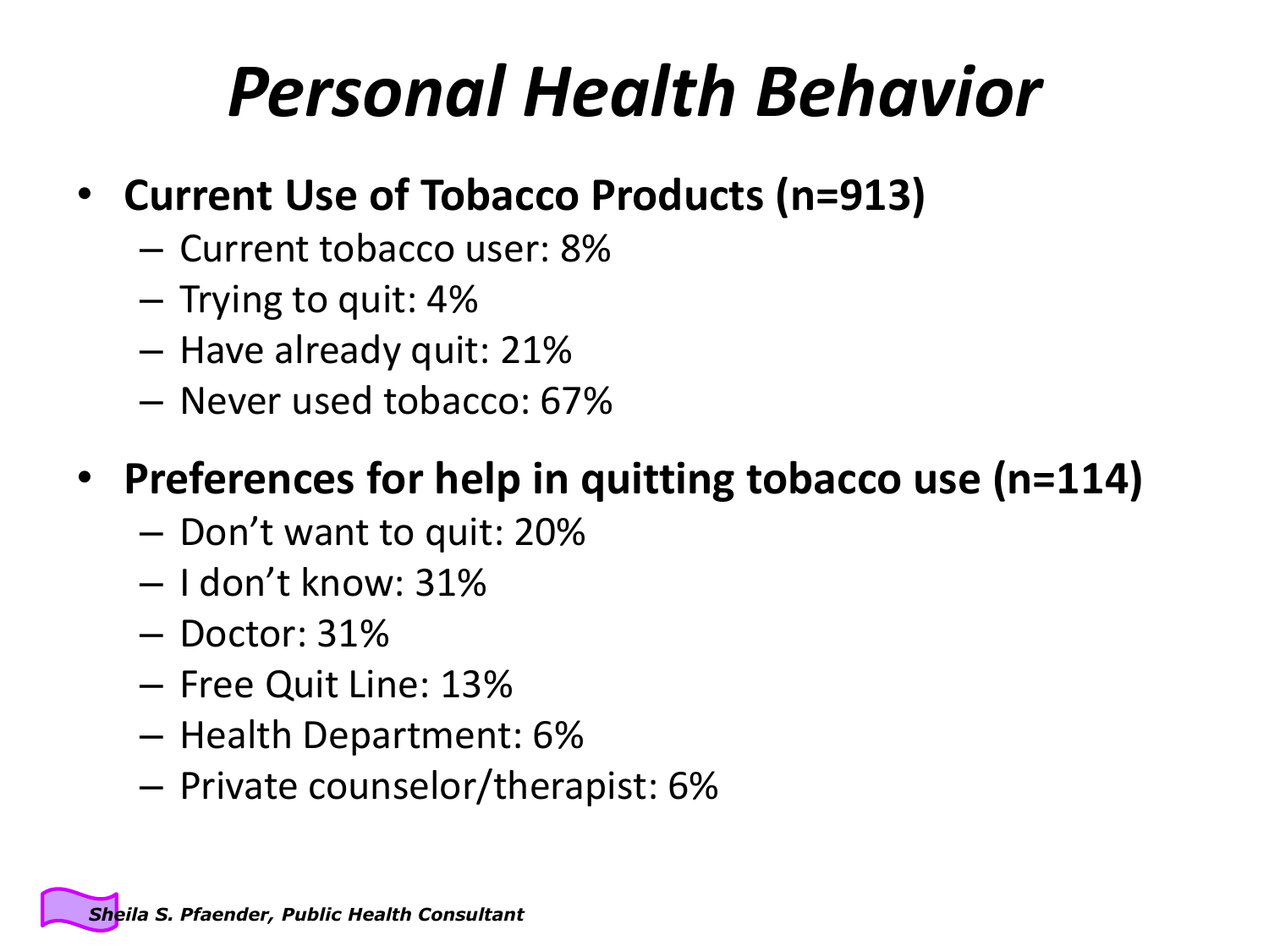# *Personal Health Behavior*

- **Current Use of Tobacco Products (n=913)**
  - Current tobacco user: 8%
  - Trying to quit: 4%
  - Have already quit: 21%
  - Never used tobacco: 67%
- **Preferences for help in quitting tobacco use (n=114)**
  - Don't want to quit: 20%
  - I don't know: 31%
  - Doctor: 31%
  - Free Quit Line: 13%
  - Health Department: 6%
  - Private counselor/therapist: 6%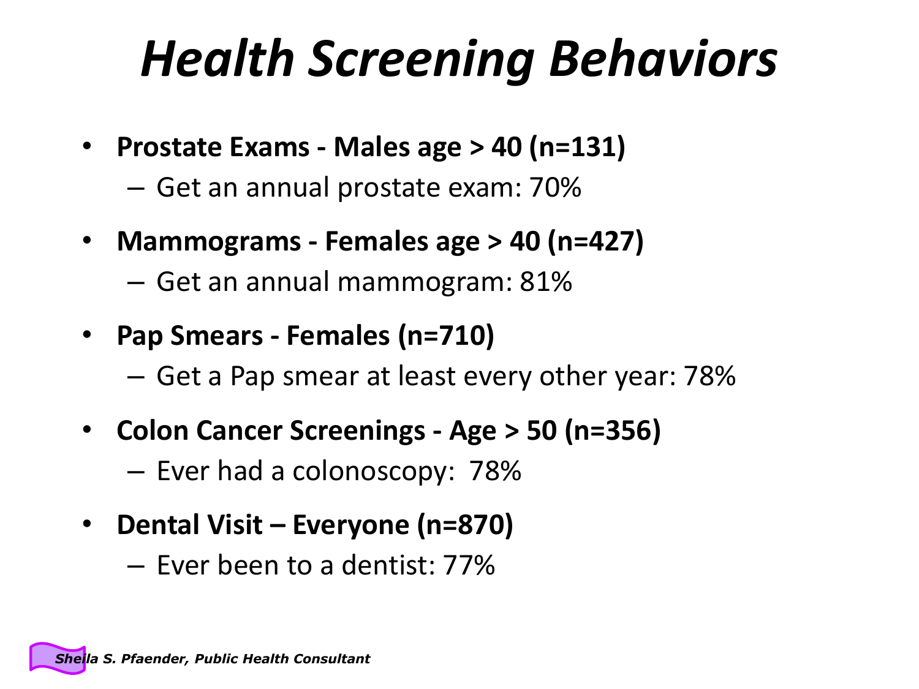# *Health Screening Behaviors*

- **Prostate Exams - Males age > 40 (n=131)**
  - Get an annual prostate exam: 70%
- **Mammograms - Females age > 40 (n=427)**
  - Get an annual mammogram: 81%
- **Pap Smears - Females (n=710)**
  - Get a Pap smear at least every other year: 78%
- **Colon Cancer Screenings - Age > 50 (n=356)**
  - Ever had a colonoscopy: 78%
- **Dental Visit – Everyone (n=870)**
  - Ever been to a dentist: 77%

***Sheila S. Pfaender, Public Health Consultant***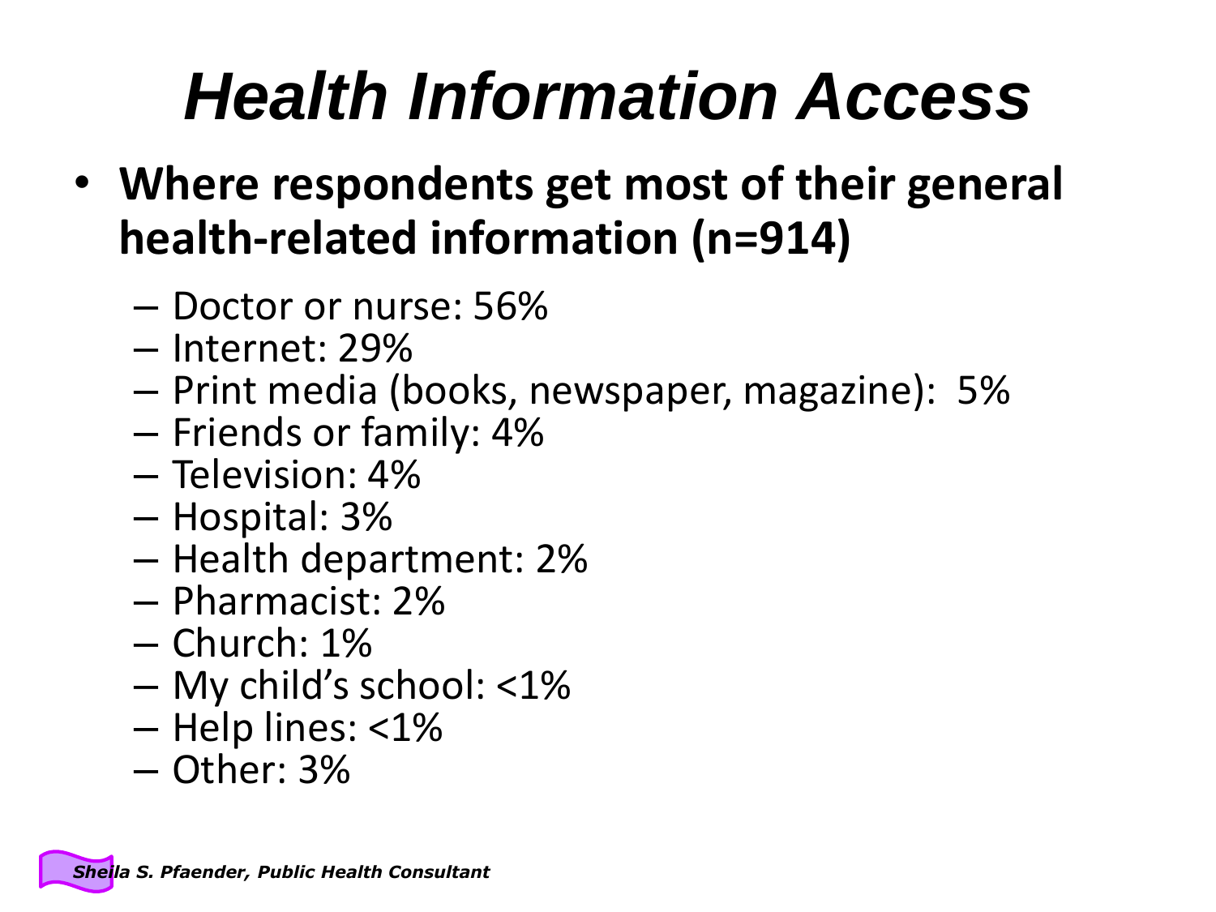# *Health Information Access*

- **Where respondents get most of their general health-related information (n=914)**
  - Doctor or nurse: 56%
  - Internet: 29%
  - Print media (books, newspaper, magazine): 5%
  - Friends or family: 4%
  - Television: 4%
  - Hospital: 3%
  - Health department: 2%
  - Pharmacist: 2%
  - Church: 1%
  - My child's school: <1%
  - Help lines: <1%
  - Other: 3%

***Sheila S. Pfaender, Public Health Consultant***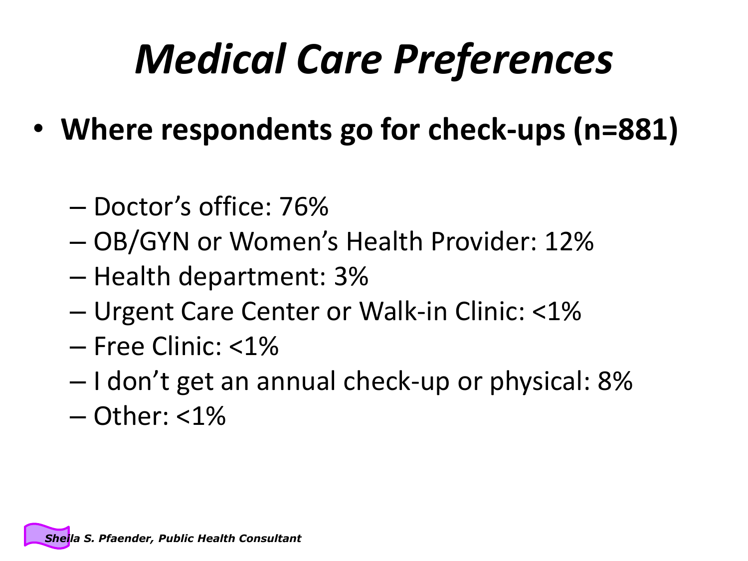# *Medical Care Preferences*

- **Where respondents go for check-ups (n=881)**
  - Doctor's office: 76%
  - OB/GYN or Women's Health Provider: 12%
  - Health department: 3%
  - Urgent Care Center or Walk-in Clinic: <1%
  - Free Clinic: <1%
  - I don't get an annual check-up or physical: 8%
  - Other: <1%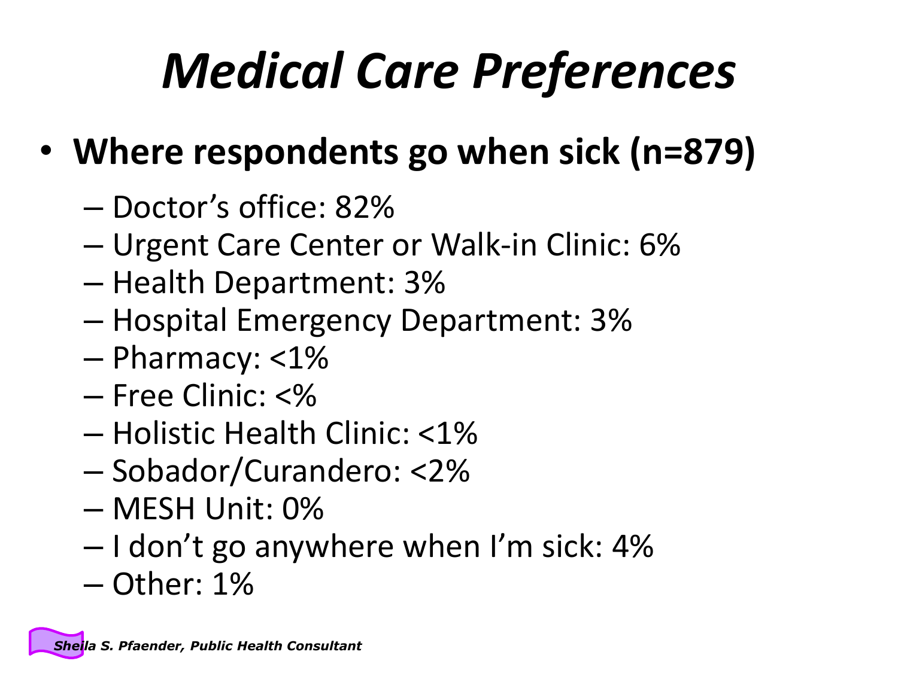# *Medical Care Preferences*

- **Where respondents go when sick (n=879)**
  - Doctor's office: 82%
  - Urgent Care Center or Walk-in Clinic: 6%
  - Health Department: 3%
  - Hospital Emergency Department: 3%
  - Pharmacy: <1%
  - Free Clinic: <%
  - Holistic Health Clinic: <1%
  - Sobador/Curandero: <2%
  - MESH Unit: 0%
  - I don't go anywhere when I'm sick: 4%
  - Other: 1%

***Sheila S. Pfaender, Public Health Consultant***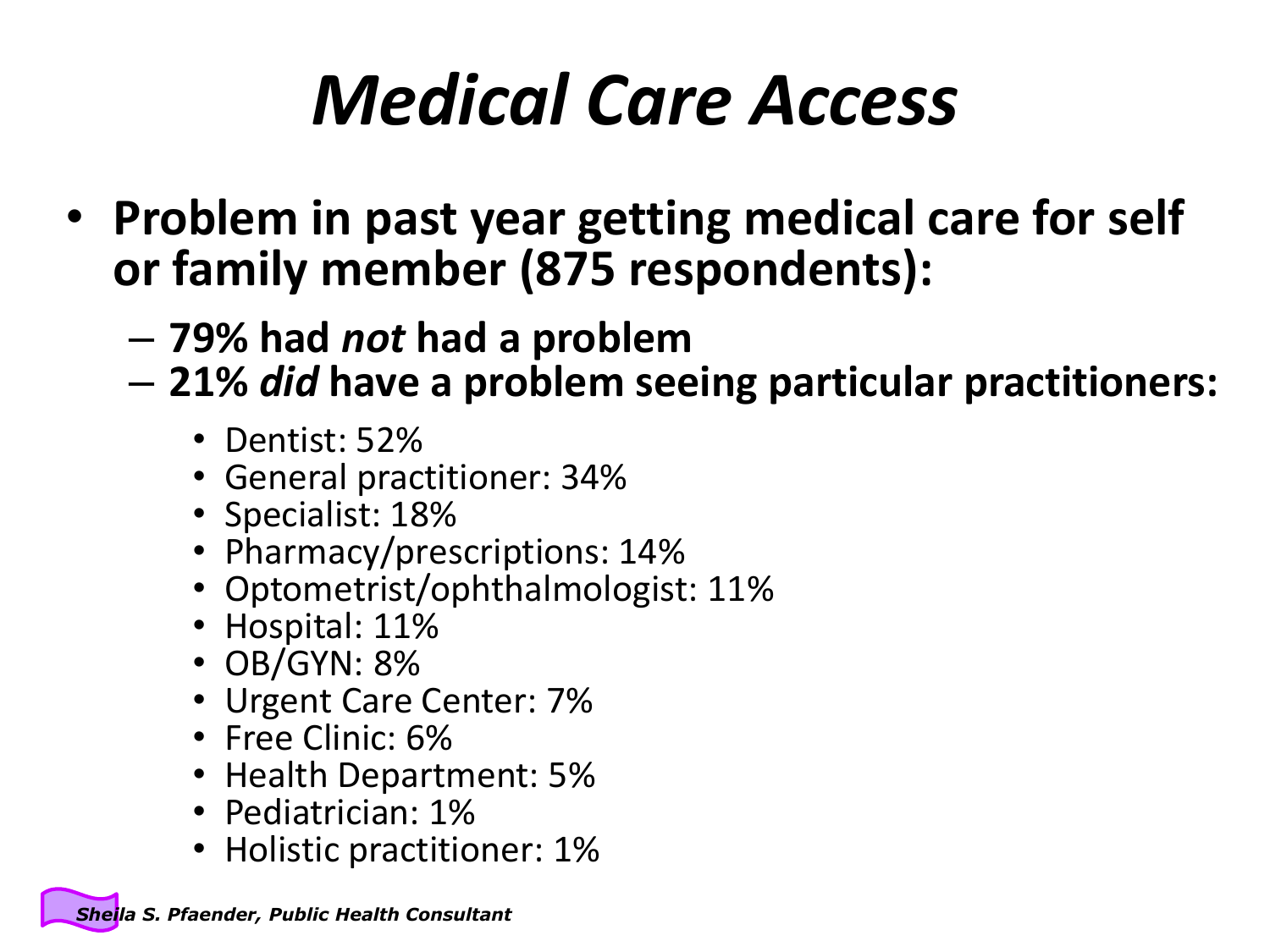# *Medical Care Access*

- **Problem in past year getting medical care for self or family member (875 respondents):**
  - **79% had *not* had a problem**
  - **21% *did* have a problem seeing particular practitioners:**
    - Dentist: 52%
    - General practitioner: 34%
    - Specialist: 18%
    - Pharmacy/prescriptions: 14%
    - Optometrist/ophthalmologist: 11%
    - Hospital: 11%
    - OB/GYN: 8%
    - Urgent Care Center: 7%
    - Free Clinic: 6%
    - Health Department: 5%
    - Pediatrician: 1%
    - Holistic practitioner: 1%

***Sheila S. Pfaender, Public Health Consultant***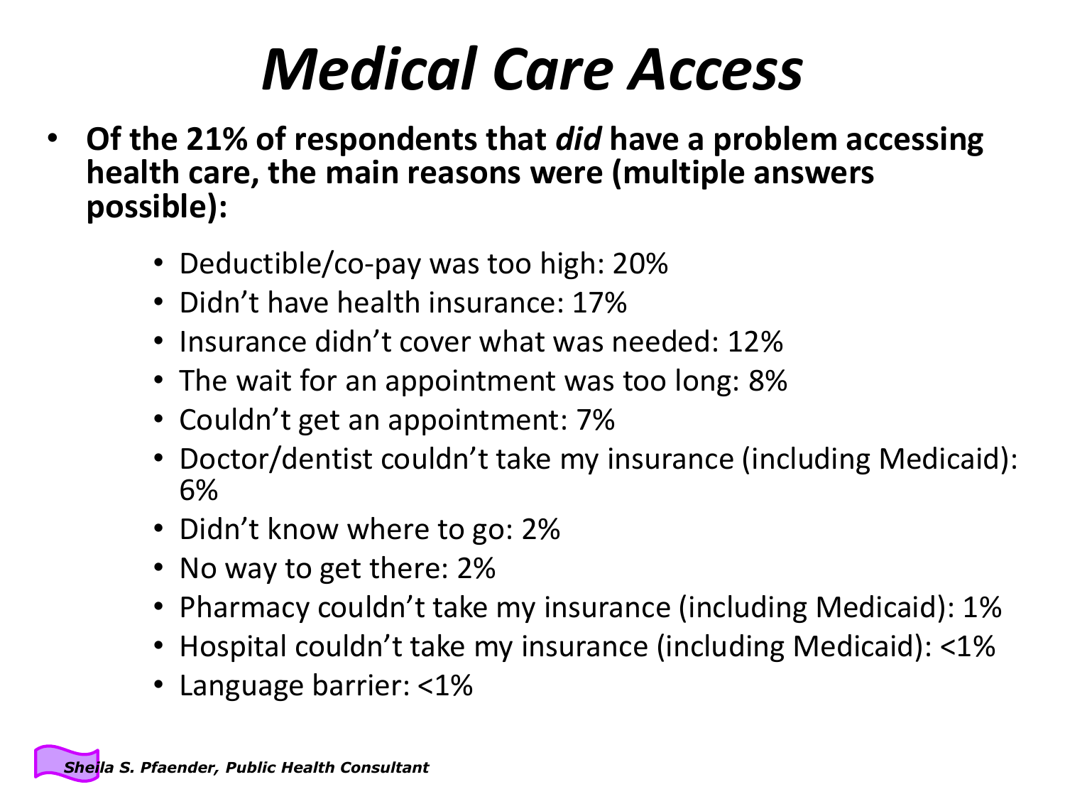# *Medical Care Access*

- **Of the 21% of respondents that *did* have a problem accessing health care, the main reasons were (multiple answers possible):**
  - Deductible/co-pay was too high: 20%
  - Didn't have health insurance: 17%
  - Insurance didn't cover what was needed: 12%
  - The wait for an appointment was too long: 8%
  - Couldn't get an appointment: 7%
  - Doctor/dentist couldn't take my insurance (including Medicaid): 6%
  - Didn't know where to go: 2%
  - No way to get there: 2%
  - Pharmacy couldn't take my insurance (including Medicaid): 1%
  - Hospital couldn't take my insurance (including Medicaid): <1%
  - Language barrier: <1%

***Sheila S. Pfaender, Public Health Consultant***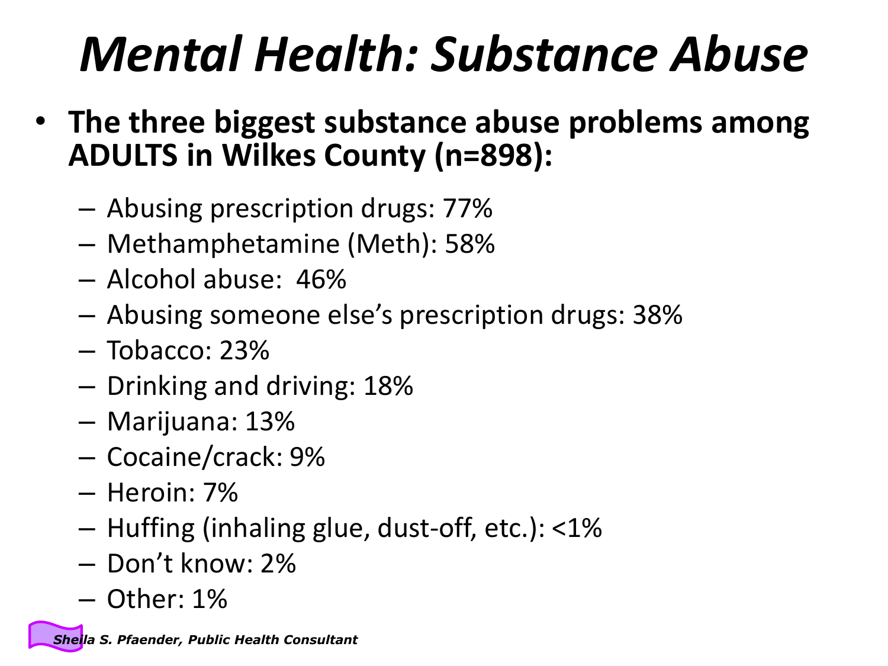# *Mental Health: Substance Abuse*

- **The three biggest substance abuse problems among ADULTS in Wilkes County (n=898):**
  - Abusing prescription drugs: 77%
  - Methamphetamine (Meth): 58%
  - Alcohol abuse: 46%
  - Abusing someone else's prescription drugs: 38%
  - Tobacco: 23%
  - Drinking and driving: 18%
  - Marijuana: 13%
  - Cocaine/crack: 9%
  - Heroin: 7%
  - Huffing (inhaling glue, dust-off, etc.): <1%
  - Don't know: 2%
  - Other: 1%

***Sheila S. Pfaender, Public Health Consultant***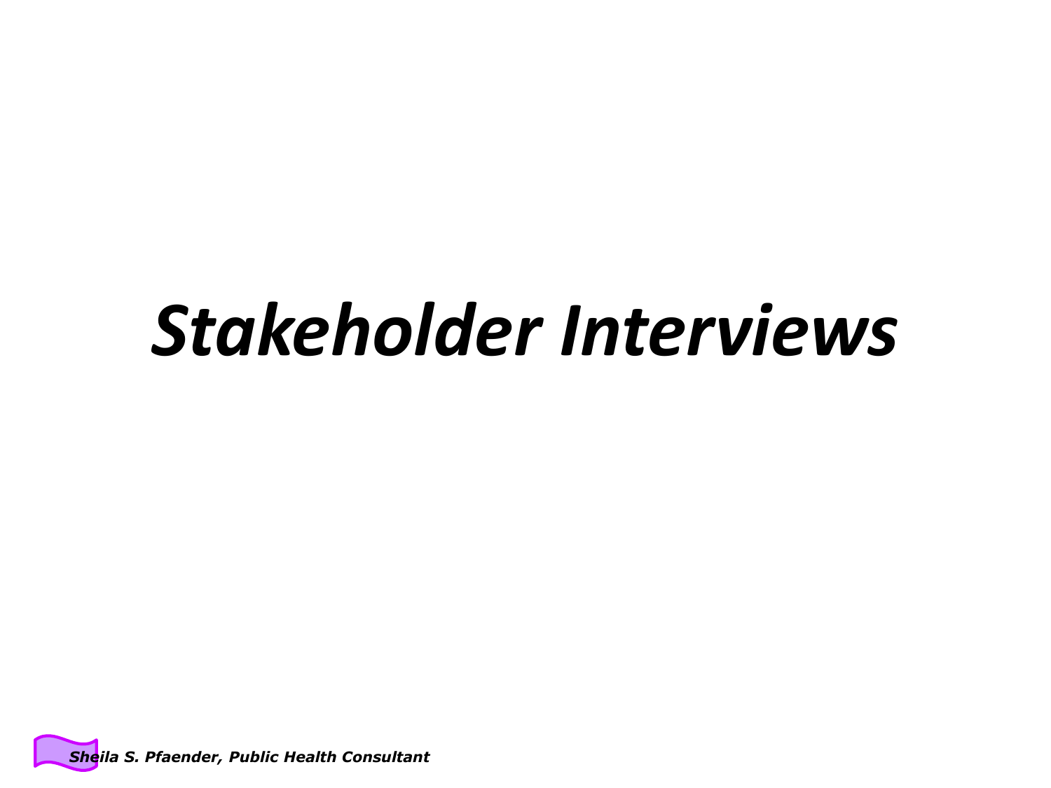# *Stakeholder Interviews*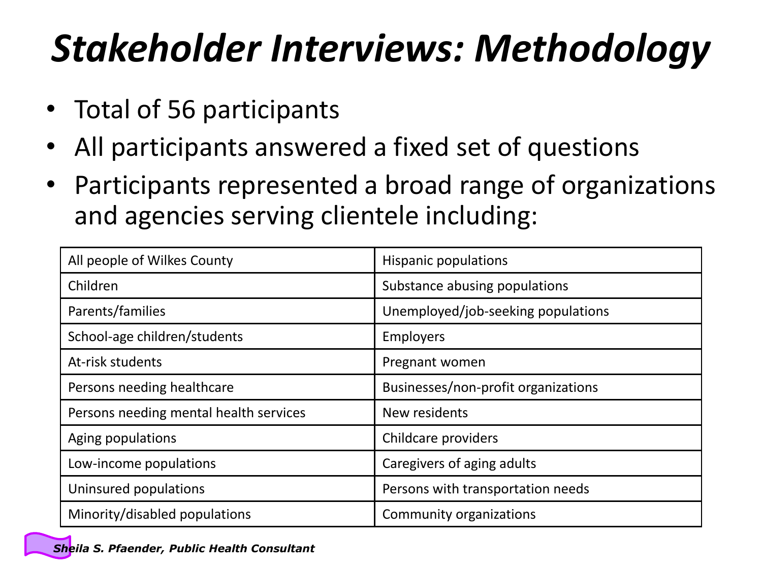# *Stakeholder Interviews: Methodology*

- Total of 56 participants
- All participants answered a fixed set of questions
- Participants represented a broad range of organizations and agencies serving clientele including:

| | |
|---|---|
| All people of Wilkes County | Hispanic populations |
| Children | Substance abusing populations |
| Parents/families | Unemployed/job-seeking populations |
| School-age children/students | Employers |
| At-risk students | Pregnant women |
| Persons needing healthcare | Businesses/non-profit organizations |
| Persons needing mental health services | New residents |
| Aging populations | Childcare providers |
| Low-income populations | Caregivers of aging adults |
| Uninsured populations | Persons with transportation needs |
| Minority/disabled populations | Community organizations |

***Sheila S. Pfaender, Public Health Consultant***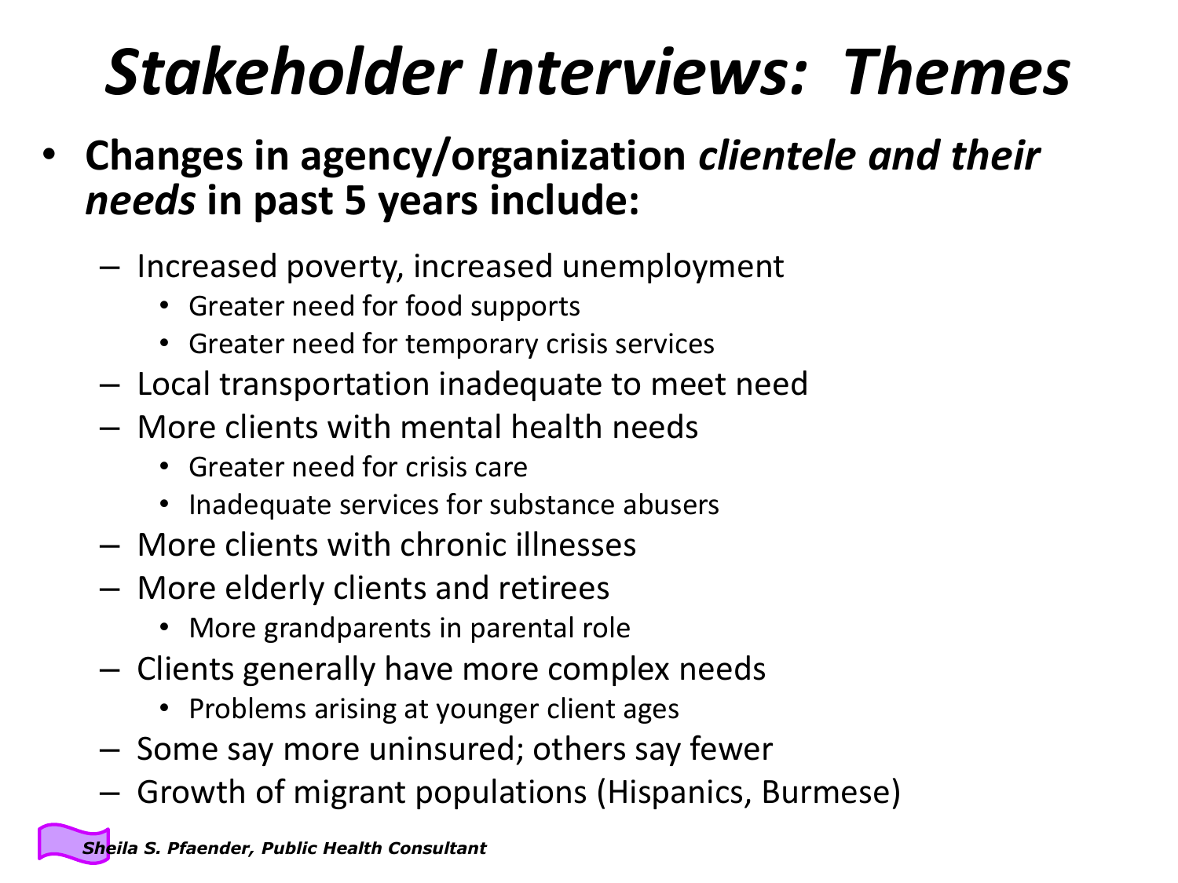# *Stakeholder Interviews: Themes*

- **Changes in agency/organization *clientele and their needs* in past 5 years include:**
  - Increased poverty, increased unemployment
    - Greater need for food supports
    - Greater need for temporary crisis services
  - Local transportation inadequate to meet need
  - More clients with mental health needs
    - Greater need for crisis care
    - Inadequate services for substance abusers
  - More clients with chronic illnesses
  - More elderly clients and retirees
    - More grandparents in parental role
  - Clients generally have more complex needs
    - Problems arising at younger client ages
  - Some say more uninsured; others say fewer
  - Growth of migrant populations (Hispanics, Burmese)

***Sheila S. Pfaender, Public Health Consultant***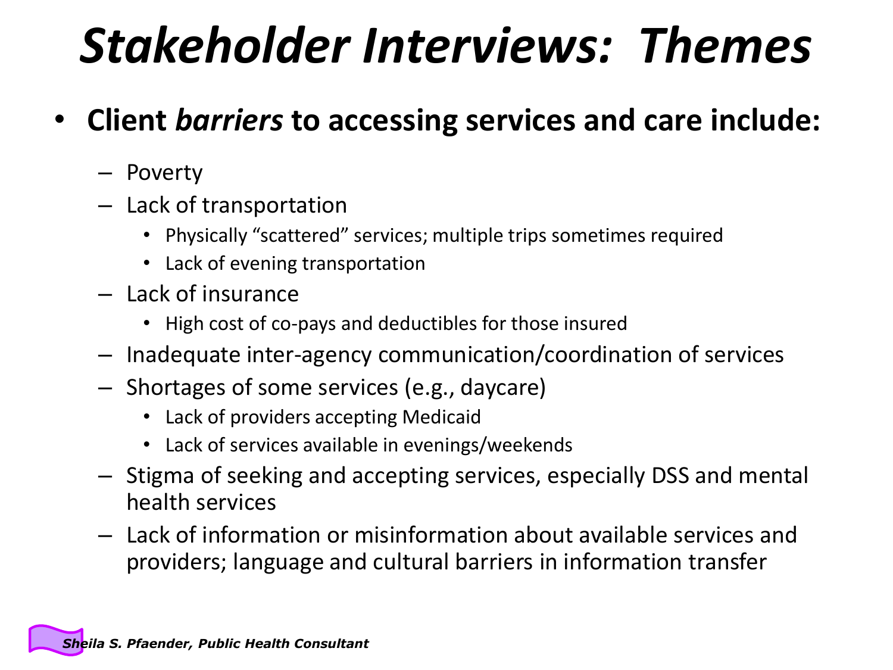# *Stakeholder Interviews: Themes*

- **Client *barriers* to accessing services and care include:**
  - Poverty
  - Lack of transportation
    - Physically "scattered" services; multiple trips sometimes required
    - Lack of evening transportation
  - Lack of insurance
    - High cost of co-pays and deductibles for those insured
  - Inadequate inter-agency communication/coordination of services
  - Shortages of some services (e.g., daycare)
    - Lack of providers accepting Medicaid
    - Lack of services available in evenings/weekends
  - Stigma of seeking and accepting services, especially DSS and mental health services
  - Lack of information or misinformation about available services and providers; language and cultural barriers in information transfer

***Sheila S. Pfaender, Public Health Consultant***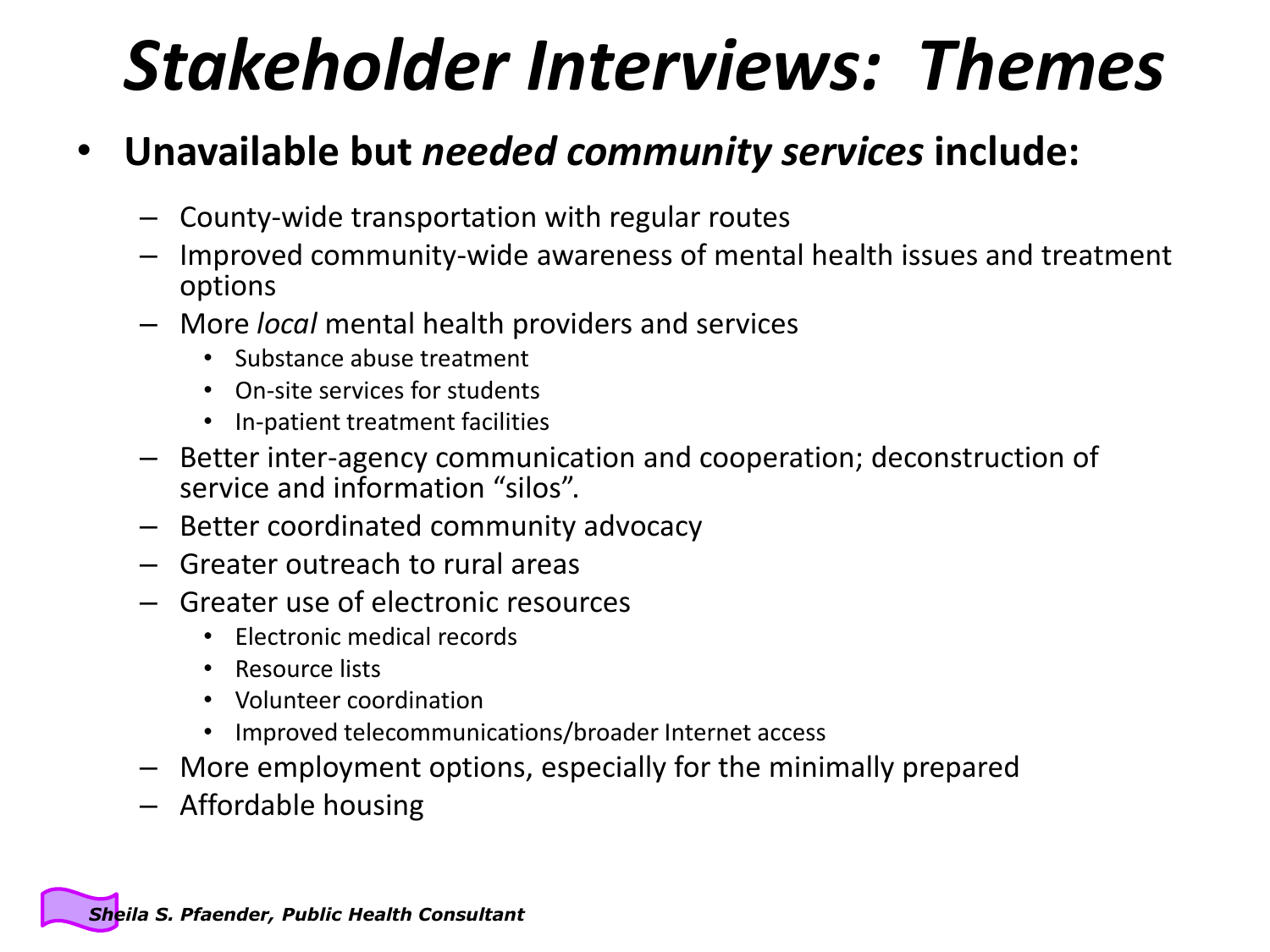# *Stakeholder Interviews: Themes*

- **Unavailable but *needed community services* include:**
  - County-wide transportation with regular routes
  - Improved community-wide awareness of mental health issues and treatment options
  - More *local* mental health providers and services
    - Substance abuse treatment
    - On-site services for students
    - In-patient treatment facilities
  - Better inter-agency communication and cooperation; deconstruction of service and information “silos”.
  - Better coordinated community advocacy
  - Greater outreach to rural areas
  - Greater use of electronic resources
    - Electronic medical records
    - Resource lists
    - Volunteer coordination
    - Improved telecommunications/broader Internet access
  - More employment options, especially for the minimally prepared
  - Affordable housing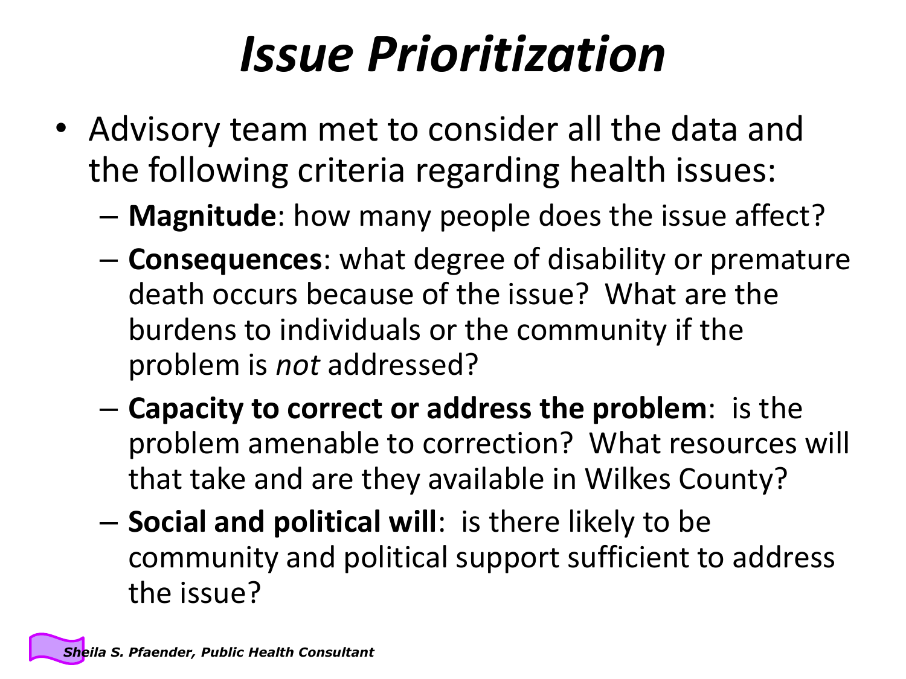# *Issue Prioritization*

- Advisory team met to consider all the data and the following criteria regarding health issues:
  - **Magnitude**: how many people does the issue affect?
  - **Consequences**: what degree of disability or premature death occurs because of the issue? What are the burdens to individuals or the community if the problem is *not* addressed?
  - **Capacity to correct or address the problem**: is the problem amenable to correction? What resources will that take and are they available in Wilkes County?
  - **Social and political will**: is there likely to be community and political support sufficient to address the issue?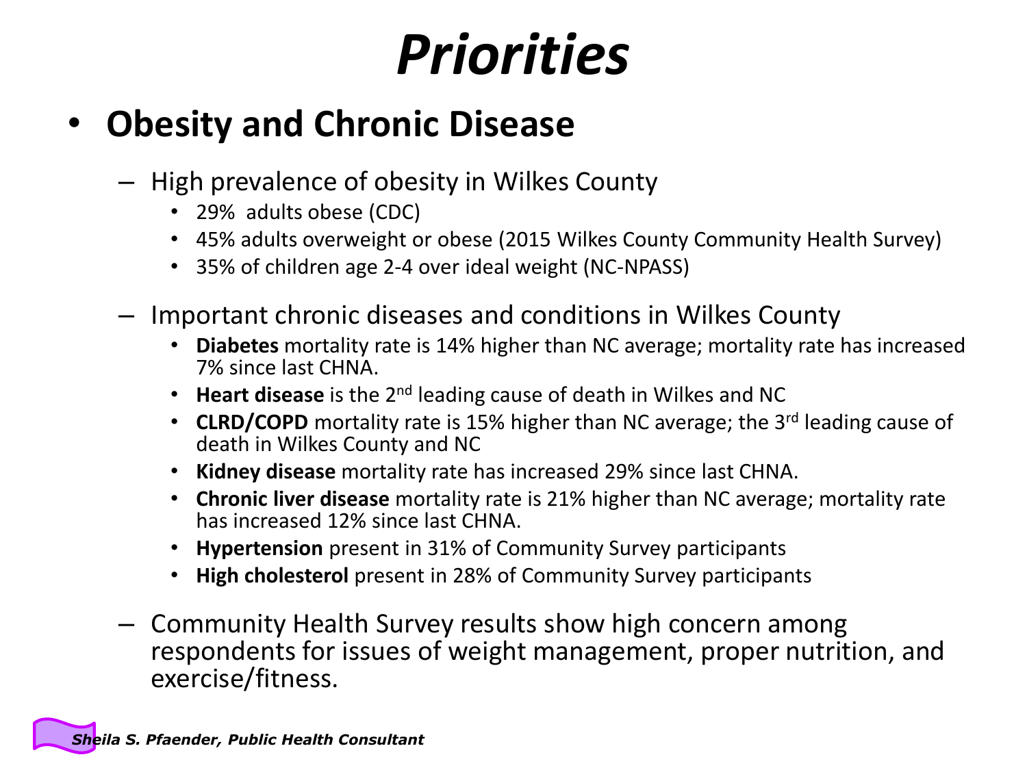# *Priorities*

- **Obesity and Chronic Disease**
  - High prevalence of obesity in Wilkes County
    - 29% adults obese (CDC)
    - 45% adults overweight or obese (2015 Wilkes County Community Health Survey)
    - 35% of children age 2-4 over ideal weight (NC-NPASS)
  - Important chronic diseases and conditions in Wilkes County
    - **Diabetes** mortality rate is 14% higher than NC average; mortality rate has increased 7% since last CHNA.
    - **Heart disease** is the 2nd leading cause of death in Wilkes and NC
    - **CLRD/COPD** mortality rate is 15% higher than NC average; the 3rd leading cause of death in Wilkes County and NC
    - **Kidney disease** mortality rate has increased 29% since last CHNA.
    - **Chronic liver disease** mortality rate is 21% higher than NC average; mortality rate has increased 12% since last CHNA.
    - **Hypertension** present in 31% of Community Survey participants
    - **High cholesterol** present in 28% of Community Survey participants
  - Community Health Survey results show high concern among respondents for issues of weight management, proper nutrition, and exercise/fitness.

***Sheila S. Pfaender, Public Health Consultant***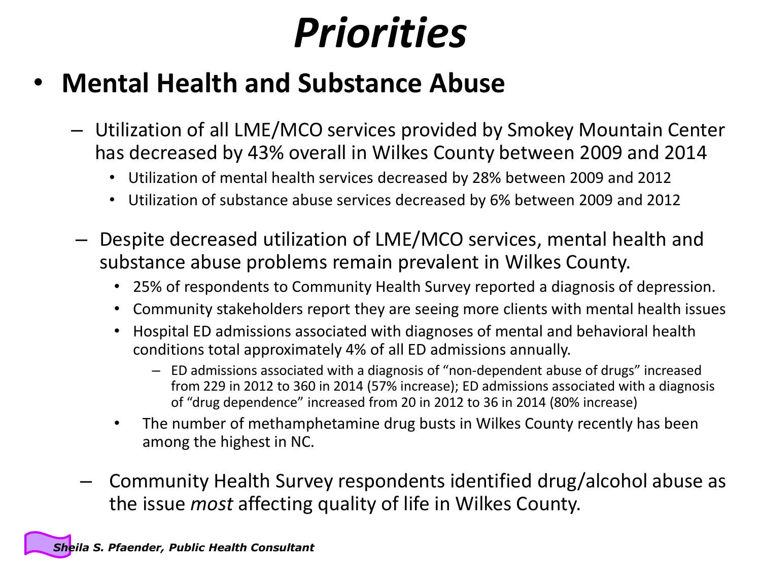# *Priorities*

- **Mental Health and Substance Abuse**
  - Utilization of all LME/MCO services provided by Smokey Mountain Center has decreased by 43% overall in Wilkes County between 2009 and 2014
    - Utilization of mental health services decreased by 28% between 2009 and 2012
    - Utilization of substance abuse services decreased by 6% between 2009 and 2012
  - Despite decreased utilization of LME/MCO services, mental health and substance abuse problems remain prevalent in Wilkes County.
    - 25% of respondents to Community Health Survey reported a diagnosis of depression.
    - Community stakeholders report they are seeing more clients with mental health issues
    - Hospital ED admissions associated with diagnoses of mental and behavioral health conditions total approximately 4% of all ED admissions annually.
      - ED admissions associated with a diagnosis of "non-dependent abuse of drugs" increased from 229 in 2012 to 360 in 2014 (57% increase); ED admissions associated with a diagnosis of "drug dependence" increased from 20 in 2012 to 36 in 2014 (80% increase)
    - The number of methamphetamine drug busts in Wilkes County recently has been among the highest in NC.
  - Community Health Survey respondents identified drug/alcohol abuse as the issue *most* affecting quality of life in Wilkes County.

*Sheila S. Pfaender, Public Health Consultant*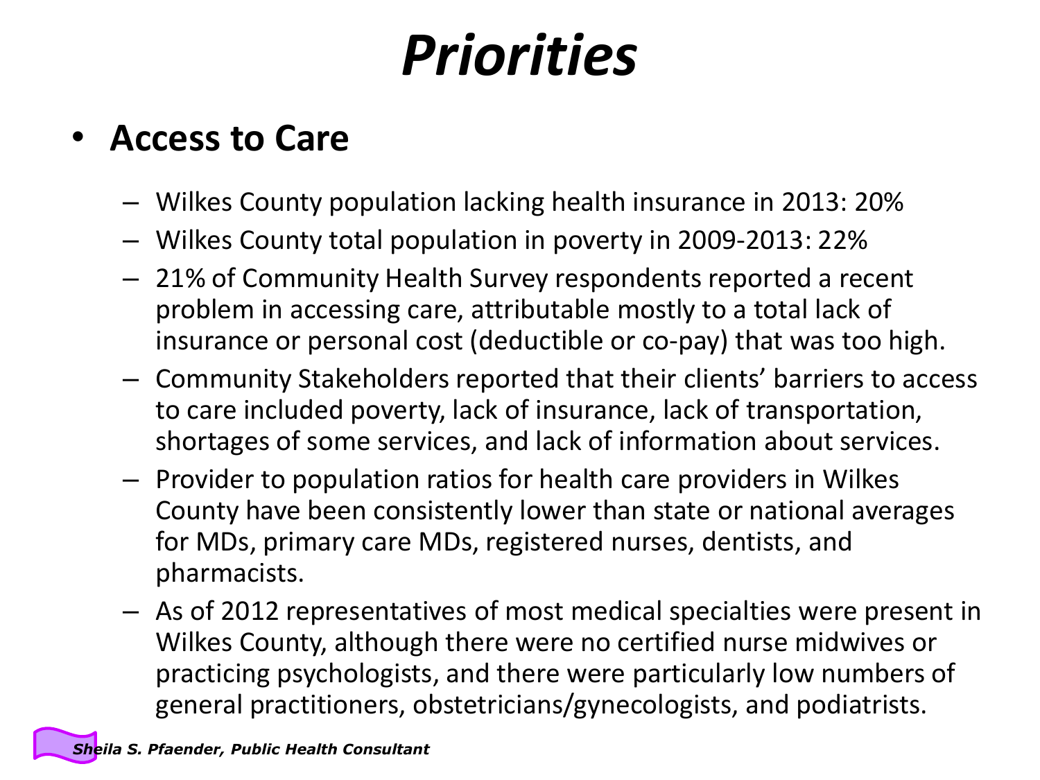# *Priorities*

- **Access to Care**
  - Wilkes County population lacking health insurance in 2013: 20%
  - Wilkes County total population in poverty in 2009-2013: 22%
  - 21% of Community Health Survey respondents reported a recent problem in accessing care, attributable mostly to a total lack of insurance or personal cost (deductible or co-pay) that was too high.
  - Community Stakeholders reported that their clients' barriers to access to care included poverty, lack of insurance, lack of transportation, shortages of some services, and lack of information about services.
  - Provider to population ratios for health care providers in Wilkes County have been consistently lower than state or national averages for MDs, primary care MDs, registered nurses, dentists, and pharmacists.
  - As of 2012 representatives of most medical specialties were present in Wilkes County, although there were no certified nurse midwives or practicing psychologists, and there were particularly low numbers of general practitioners, obstetricians/gynecologists, and podiatrists.

***Sheila S. Pfaender, Public Health Consultant***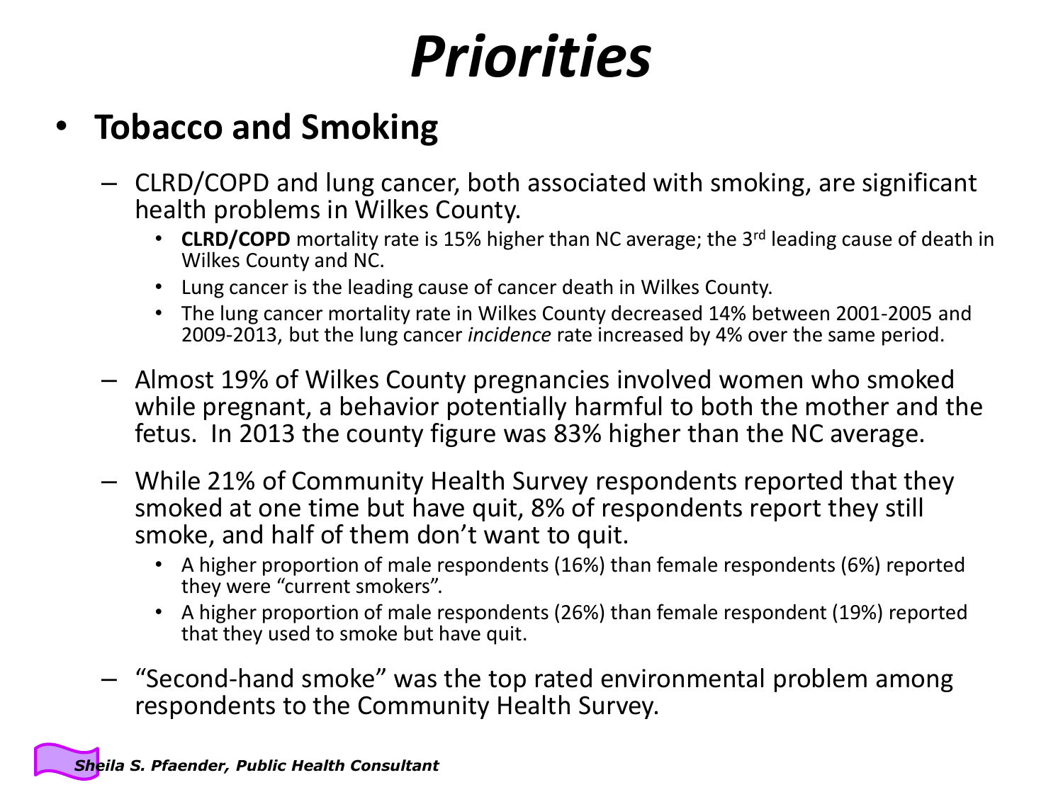# *Priorities*

- **Tobacco and Smoking**
  - CLRD/COPD and lung cancer, both associated with smoking, are significant health problems in Wilkes County.
    - **CLRD/COPD** mortality rate is 15% higher than NC average; the 3rd leading cause of death in Wilkes County and NC.
    - Lung cancer is the leading cause of cancer death in Wilkes County.
    - The lung cancer mortality rate in Wilkes County decreased 14% between 2001-2005 and 2009-2013, but the lung cancer *incidence* rate increased by 4% over the same period.
  - Almost 19% of Wilkes County pregnancies involved women who smoked while pregnant, a behavior potentially harmful to both the mother and the fetus. In 2013 the county figure was 83% higher than the NC average.
  - While 21% of Community Health Survey respondents reported that they smoked at one time but have quit, 8% of respondents report they still smoke, and half of them don't want to quit.
    - A higher proportion of male respondents (16%) than female respondents (6%) reported they were "current smokers".
    - A higher proportion of male respondents (26%) than female respondent (19%) reported that they used to smoke but have quit.
  - "Second-hand smoke" was the top rated environmental problem among respondents to the Community Health Survey.

***Sheila S. Pfaender, Public Health Consultant***